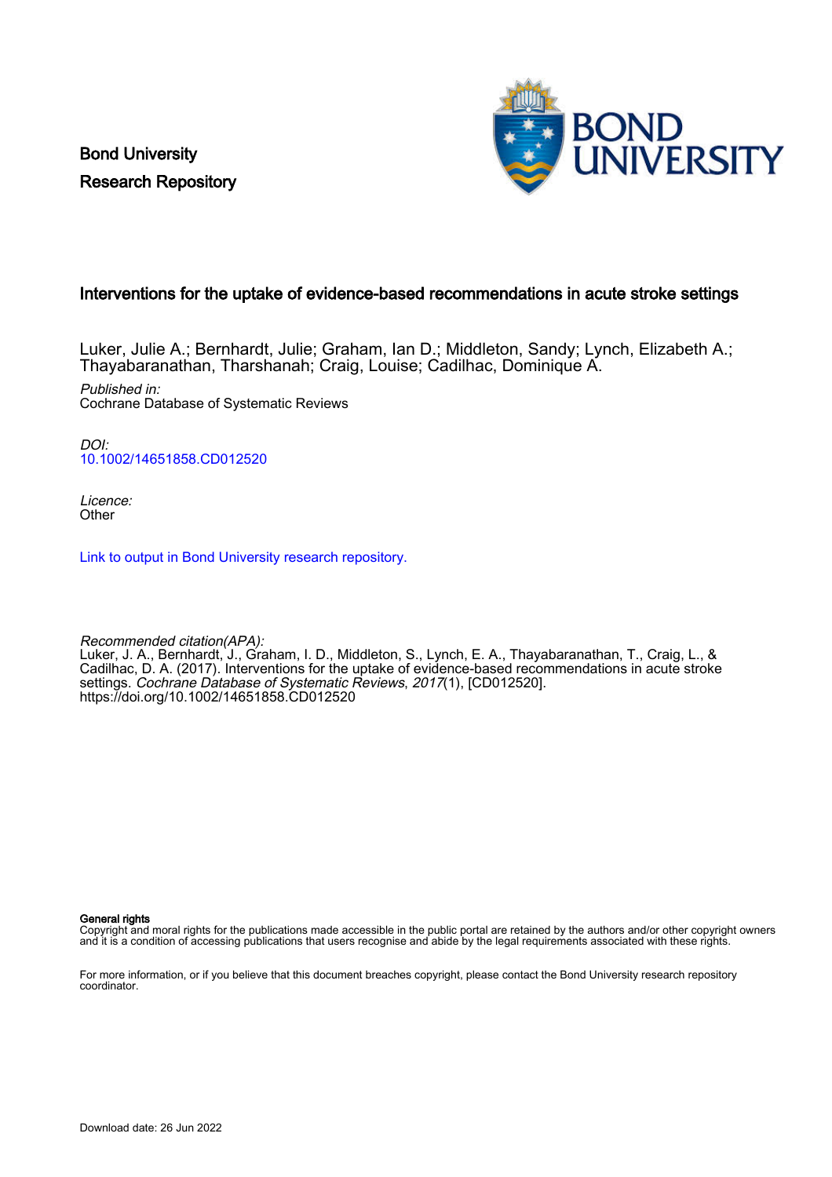Bond University
Research Repository

# Interventions for the uptake of evidence-based recommendations in acute stroke settings

Luker, Julie A.; Bernhardt, Julie; Graham, Ian D.; Middleton, Sandy; Lynch, Elizabeth A.; Thayabaranathan, Tharshanah; Craig, Louise; Cadilhac, Dominique A.

*Published in:*
Cochrane Database of Systematic Reviews

*DOI:*
10.1002/14651858.CD012520

*Licence:*
Other

Link to output in Bond University research repository.

*Recommended citation(APA):*
Luker, J. A., Bernhardt, J., Graham, I. D., Middleton, S., Lynch, E. A., Thayabaranathan, T., Craig, L., & Cadilhac, D. A. (2017). Interventions for the uptake of evidence-based recommendations in acute stroke settings. *Cochrane Database of Systematic Reviews*, *2017*(1), [CD012520]. https://doi.org/10.1002/14651858.CD012520

**General rights**
Copyright and moral rights for the publications made accessible in the public portal are retained by the authors and/or other copyright owners and it is a condition of accessing publications that users recognise and abide by the legal requirements associated with these rights.

For more information, or if you believe that this document breaches copyright, please contact the Bond University research repository coordinator.

Download date: 26 Jun 2022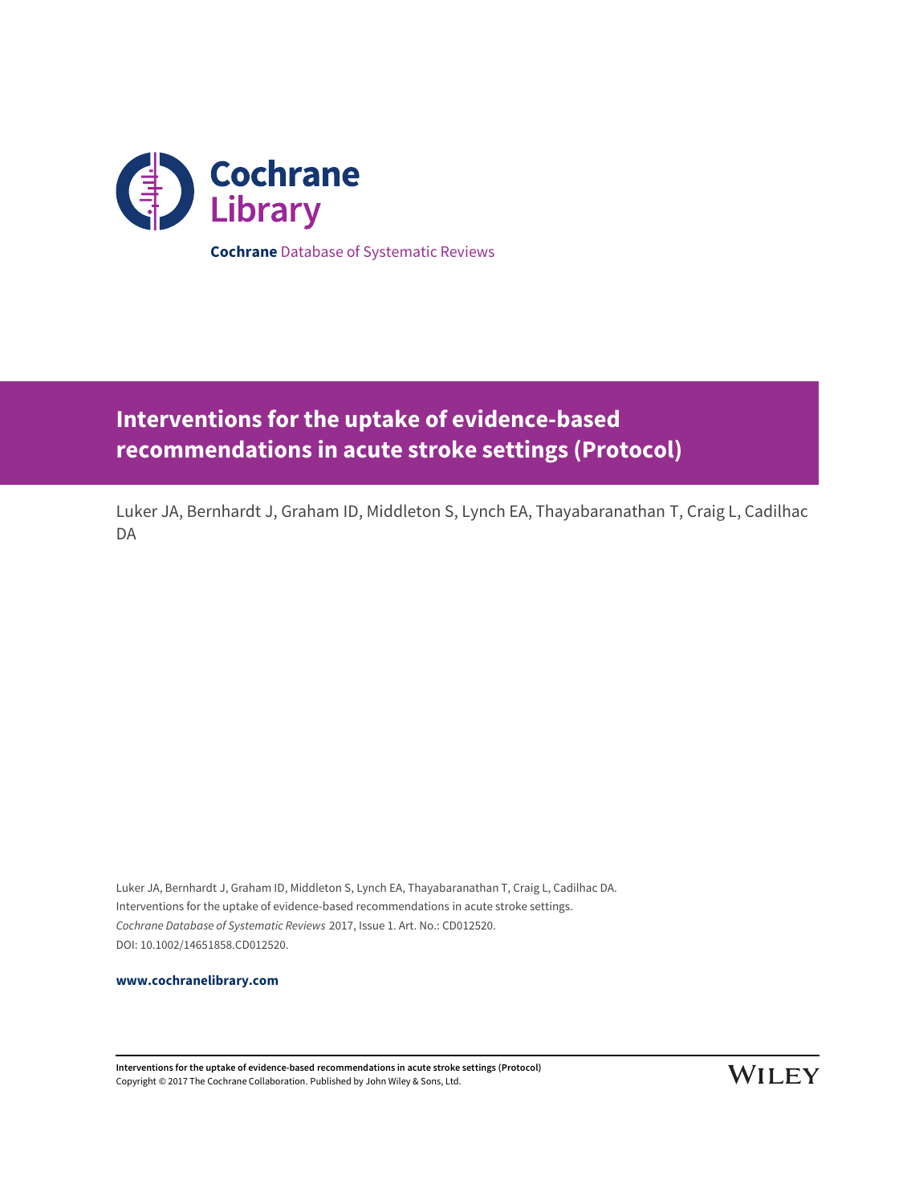Cochrane Library

**Cochrane** Database of Systematic Reviews

# Interventions for the uptake of evidence-based recommendations in acute stroke settings (Protocol)

Luker JA, Bernhardt J, Graham ID, Middleton S, Lynch EA, Thayabaranathan T, Craig L, Cadilhac DA

Luker JA, Bernhardt J, Graham ID, Middleton S, Lynch EA, Thayabaranathan T, Craig L, Cadilhac DA.
Interventions for the uptake of evidence-based recommendations in acute stroke settings.
*Cochrane Database of Systematic Reviews* 2017, Issue 1. Art. No.: CD012520.
DOI: 10.1002/14651858.CD012520.

**www.cochranelibrary.com**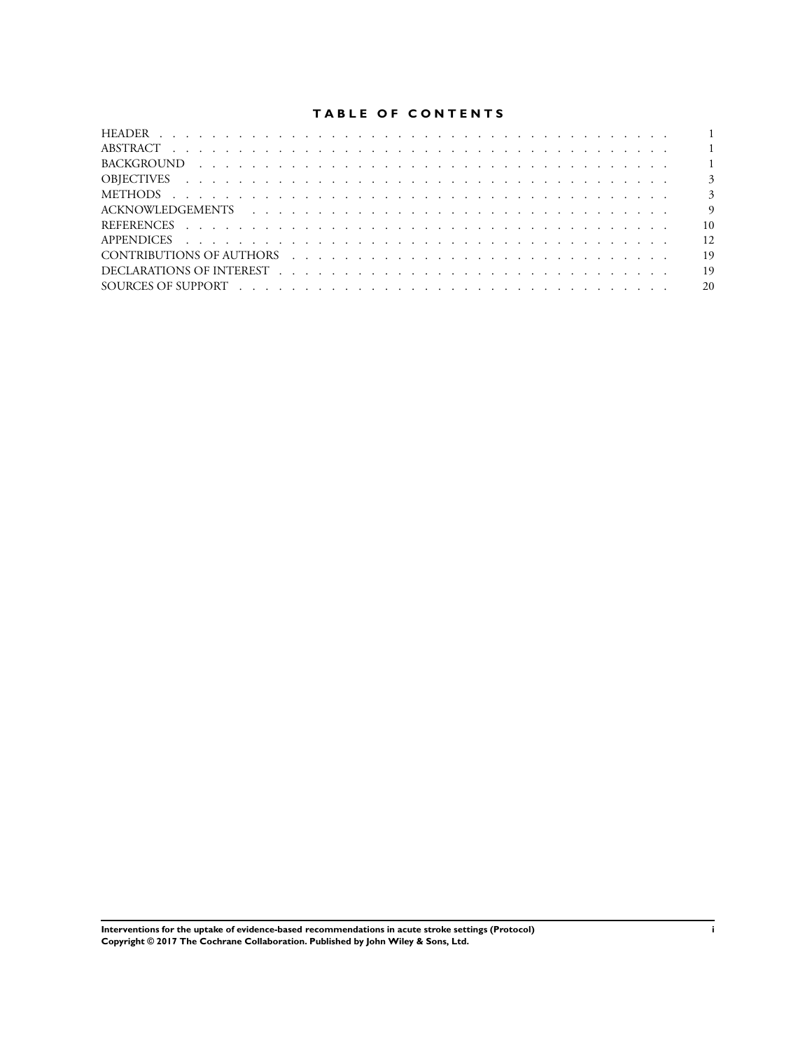# TABLE OF CONTENTS

| | |
|---|---|
| HEADER | 1 |
| ABSTRACT | 1 |
| BACKGROUND | 1 |
| OBJECTIVES | 3 |
| METHODS | 3 |
| ACKNOWLEDGEMENTS | 9 |
| REFERENCES | 10 |
| APPENDICES | 12 |
| CONTRIBUTIONS OF AUTHORS | 19 |
| DECLARATIONS OF INTEREST | 19 |
| SOURCES OF SUPPORT | 20 |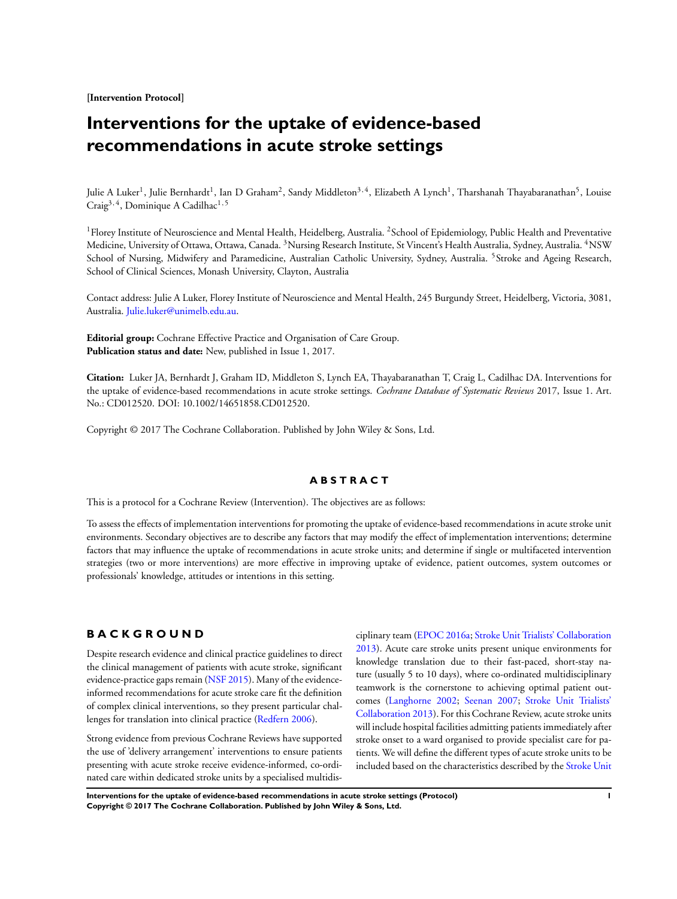[Intervention Protocol]

# Interventions for the uptake of evidence-based recommendations in acute stroke settings

Julie A Luker[1], Julie Bernhardt[1], Ian D Graham[2], Sandy Middleton[3,4], Elizabeth A Lynch[1], Tharshanah Thayabaranathan[5], Louise Craig[3,4], Dominique A Cadilhac[1,5]

[1]Florey Institute of Neuroscience and Mental Health, Heidelberg, Australia. [2]School of Epidemiology, Public Health and Preventative Medicine, University of Ottawa, Ottawa, Canada. [3]Nursing Research Institute, St Vincent's Health Australia, Sydney, Australia. [4]NSW School of Nursing, Midwifery and Paramedicine, Australian Catholic University, Sydney, Australia. [5]Stroke and Ageing Research, School of Clinical Sciences, Monash University, Clayton, Australia

Contact address: Julie A Luker, Florey Institute of Neuroscience and Mental Health, 245 Burgundy Street, Heidelberg, Victoria, 3081, Australia. Julie.luker@unimelb.edu.au.

**Editorial group:** Cochrane Effective Practice and Organisation of Care Group.
**Publication status and date:** New, published in Issue 1, 2017.

**Citation:** Luker JA, Bernhardt J, Graham ID, Middleton S, Lynch EA, Thayabaranathan T, Craig L, Cadilhac DA. Interventions for the uptake of evidence-based recommendations in acute stroke settings. *Cochrane Database of Systematic Reviews* 2017, Issue 1. Art. No.: CD012520. DOI: 10.1002/14651858.CD012520.

Copyright © 2017 The Cochrane Collaboration. Published by John Wiley & Sons, Ltd.

## ABSTRACT

This is a protocol for a Cochrane Review (Intervention). The objectives are as follows:

To assess the effects of implementation interventions for promoting the uptake of evidence-based recommendations in acute stroke unit environments. Secondary objectives are to describe any factors that may modify the effect of implementation interventions; determine factors that may influence the uptake of recommendations in acute stroke units; and determine if single or multifaceted intervention strategies (two or more interventions) are more effective in improving uptake of evidence, patient outcomes, system outcomes or professionals' knowledge, attitudes or intentions in this setting.

## BACKGROUND

Despite research evidence and clinical practice guidelines to direct the clinical management of patients with acute stroke, significant evidence-practice gaps remain (NSF 2015). Many of the evidence-informed recommendations for acute stroke care fit the definition of complex clinical interventions, so they present particular challenges for translation into clinical practice (Redfern 2006).

Strong evidence from previous Cochrane Reviews have supported the use of 'delivery arrangement' interventions to ensure patients presenting with acute stroke receive evidence-informed, co-ordinated care within dedicated stroke units by a specialised multidisciplinary team (EPOC 2016a; Stroke Unit Trialists' Collaboration 2013). Acute care stroke units present unique environments for knowledge translation due to their fast-paced, short-stay nature (usually 5 to 10 days), where co-ordinated multidisciplinary teamwork is the cornerstone to achieving optimal patient outcomes (Langhorne 2002; Seenan 2007; Stroke Unit Trialists' Collaboration 2013). For this Cochrane Review, acute stroke units will include hospital facilities admitting patients immediately after stroke onset to a ward organised to provide specialist care for patients. We will define the different types of acute stroke units to be included based on the characteristics described by the Stroke Unit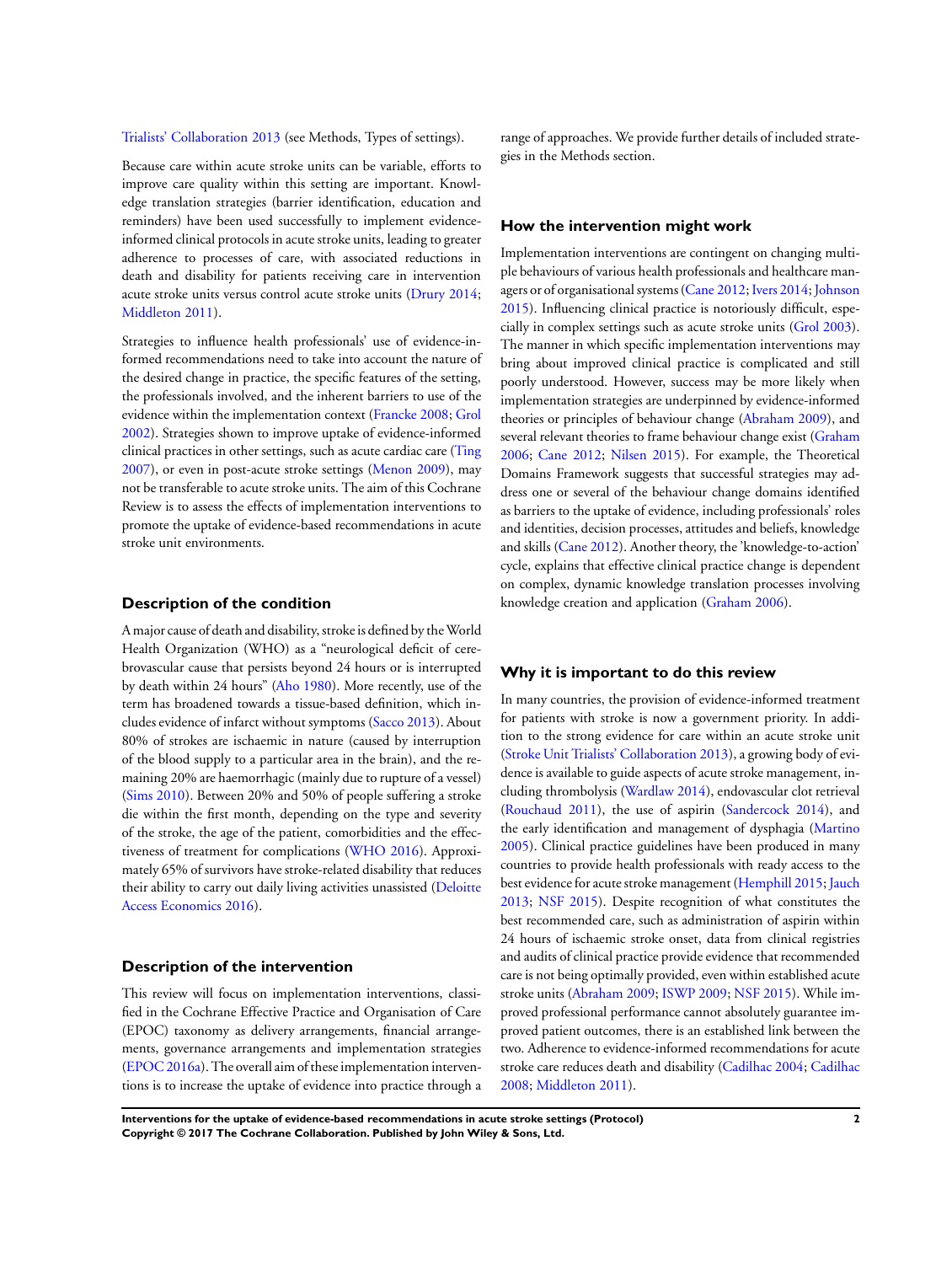Trialists' Collaboration 2013 (see Methods, Types of settings).

Because care within acute stroke units can be variable, efforts to improve care quality within this setting are important. Knowledge translation strategies (barrier identification, education and reminders) have been used successfully to implement evidence-informed clinical protocols in acute stroke units, leading to greater adherence to processes of care, with associated reductions in death and disability for patients receiving care in intervention acute stroke units versus control acute stroke units (Drury 2014; Middleton 2011).

Strategies to influence health professionals' use of evidence-informed recommendations need to take into account the nature of the desired change in practice, the specific features of the setting, the professionals involved, and the inherent barriers to use of the evidence within the implementation context (Francke 2008; Grol 2002). Strategies shown to improve uptake of evidence-informed clinical practices in other settings, such as acute cardiac care (Ting 2007), or even in post-acute stroke settings (Menon 2009), may not be transferable to acute stroke units. The aim of this Cochrane Review is to assess the effects of implementation interventions to promote the uptake of evidence-based recommendations in acute stroke unit environments.

### Description of the condition

A major cause of death and disability, stroke is defined by the World Health Organization (WHO) as a "neurological deficit of cerebrovascular cause that persists beyond 24 hours or is interrupted by death within 24 hours" (Aho 1980). More recently, use of the term has broadened towards a tissue-based definition, which includes evidence of infarct without symptoms (Sacco 2013). About 80% of strokes are ischaemic in nature (caused by interruption of the blood supply to a particular area in the brain), and the remaining 20% are haemorrhagic (mainly due to rupture of a vessel) (Sims 2010). Between 20% and 50% of people suffering a stroke die within the first month, depending on the type and severity of the stroke, the age of the patient, comorbidities and the effectiveness of treatment for complications (WHO 2016). Approximately 65% of survivors have stroke-related disability that reduces their ability to carry out daily living activities unassisted (Deloitte Access Economics 2016).

### Description of the intervention

This review will focus on implementation interventions, classified in the Cochrane Effective Practice and Organisation of Care (EPOC) taxonomy as delivery arrangements, financial arrangements, governance arrangements and implementation strategies (EPOC 2016a). The overall aim of these implementation interventions is to increase the uptake of evidence into practice through a range of approaches. We provide further details of included strategies in the Methods section.

### How the intervention might work

Implementation interventions are contingent on changing multiple behaviours of various health professionals and healthcare managers or of organisational systems (Cane 2012; Ivers 2014; Johnson 2015). Influencing clinical practice is notoriously difficult, especially in complex settings such as acute stroke units (Grol 2003). The manner in which specific implementation interventions may bring about improved clinical practice is complicated and still poorly understood. However, success may be more likely when implementation strategies are underpinned by evidence-informed theories or principles of behaviour change (Abraham 2009), and several relevant theories to frame behaviour change exist (Graham 2006; Cane 2012; Nilsen 2015). For example, the Theoretical Domains Framework suggests that successful strategies may address one or several of the behaviour change domains identified as barriers to the uptake of evidence, including professionals' roles and identities, decision processes, attitudes and beliefs, knowledge and skills (Cane 2012). Another theory, the 'knowledge-to-action' cycle, explains that effective clinical practice change is dependent on complex, dynamic knowledge translation processes involving knowledge creation and application (Graham 2006).

### Why it is important to do this review

In many countries, the provision of evidence-informed treatment for patients with stroke is now a government priority. In addition to the strong evidence for care within an acute stroke unit (Stroke Unit Trialists' Collaboration 2013), a growing body of evidence is available to guide aspects of acute stroke management, including thrombolysis (Wardlaw 2014), endovascular clot retrieval (Rouchaud 2011), the use of aspirin (Sandercock 2014), and the early identification and management of dysphagia (Martino 2005). Clinical practice guidelines have been produced in many countries to provide health professionals with ready access to the best evidence for acute stroke management (Hemphill 2015; Jauch 2013; NSF 2015). Despite recognition of what constitutes the best recommended care, such as administration of aspirin within 24 hours of ischaemic stroke onset, data from clinical registries and audits of clinical practice provide evidence that recommended care is not being optimally provided, even within established acute stroke units (Abraham 2009; ISWP 2009; NSF 2015). While improved professional performance cannot absolutely guarantee improved patient outcomes, there is an established link between the two. Adherence to evidence-informed recommendations for acute stroke care reduces death and disability (Cadilhac 2004; Cadilhac 2008; Middleton 2011).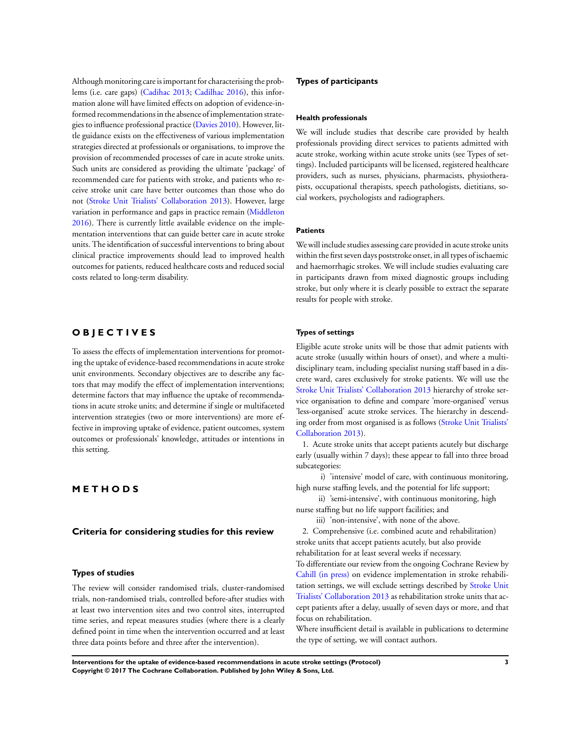Although monitoring care is important for characterising the problems (i.e. care gaps) (Cadihac 2013; Cadilhac 2016), this information alone will have limited effects on adoption of evidence-informed recommendations in the absence of implementation strategies to influence professional practice (Davies 2010). However, little guidance exists on the effectiveness of various implementation strategies directed at professionals or organisations, to improve the provision of recommended processes of care in acute stroke units. Such units are considered as providing the ultimate 'package' of recommended care for patients with stroke, and patients who receive stroke unit care have better outcomes than those who do not (Stroke Unit Trialists' Collaboration 2013). However, large variation in performance and gaps in practice remain (Middleton 2016). There is currently little available evidence on the implementation interventions that can guide better care in acute stroke units. The identification of successful interventions to bring about clinical practice improvements should lead to improved health outcomes for patients, reduced healthcare costs and reduced social costs related to long-term disability.

# OBJECTIVES

To assess the effects of implementation interventions for promoting the uptake of evidence-based recommendations in acute stroke unit environments. Secondary objectives are to describe any factors that may modify the effect of implementation interventions; determine factors that may influence the uptake of recommendations in acute stroke units; and determine if single or multifaceted intervention strategies (two or more interventions) are more effective in improving uptake of evidence, patient outcomes, system outcomes or professionals' knowledge, attitudes or intentions in this setting.

# METHODS

## Criteria for considering studies for this review

### Types of studies

The review will consider randomised trials, cluster-randomised trials, non-randomised trials, controlled before-after studies with at least two intervention sites and two control sites, interrupted time series, and repeat measures studies (where there is a clearly defined point in time when the intervention occurred and at least three data points before and three after the intervention).

### Types of participants

#### Health professionals

We will include studies that describe care provided by health professionals providing direct services to patients admitted with acute stroke, working within acute stroke units (see Types of settings). Included participants will be licensed, registered healthcare providers, such as nurses, physicians, pharmacists, physiotherapists, occupational therapists, speech pathologists, dietitians, social workers, psychologists and radiographers.

#### Patients

We will include studies assessing care provided in acute stroke units within the first seven days poststroke onset, in all types of ischaemic and haemorrhagic strokes. We will include studies evaluating care in participants drawn from mixed diagnostic groups including stroke, but only where it is clearly possible to extract the separate results for people with stroke.

### Types of settings

Eligible acute stroke units will be those that admit patients with acute stroke (usually within hours of onset), and where a multidisciplinary team, including specialist nursing staff based in a discrete ward, cares exclusively for stroke patients. We will use the Stroke Unit Trialists' Collaboration 2013 hierarchy of stroke service organisation to define and compare 'more-organised' versus 'less-organised' acute stroke services. The hierarchy in descending order from most organised is as follows (Stroke Unit Trialists' Collaboration 2013).

1. Acute stroke units that accept patients acutely but discharge early (usually within 7 days); these appear to fall into three broad subcategories:
   i) 'intensive' model of care, with continuous monitoring, high nurse staffing levels, and the potential for life support;
   ii) 'semi-intensive', with continuous monitoring, high nurse staffing but no life support facilities; and
   iii) 'non-intensive', with none of the above.
2. Comprehensive (i.e. combined acute and rehabilitation) stroke units that accept patients acutely, but also provide rehabilitation for at least several weeks if necessary.

To differentiate our review from the ongoing Cochrane Review by Cahill (in press) on evidence implementation in stroke rehabilitation settings, we will exclude settings described by Stroke Unit Trialists' Collaboration 2013 as rehabilitation stroke units that accept patients after a delay, usually of seven days or more, and that focus on rehabilitation.

Where insufficient detail is available in publications to determine the type of setting, we will contact authors.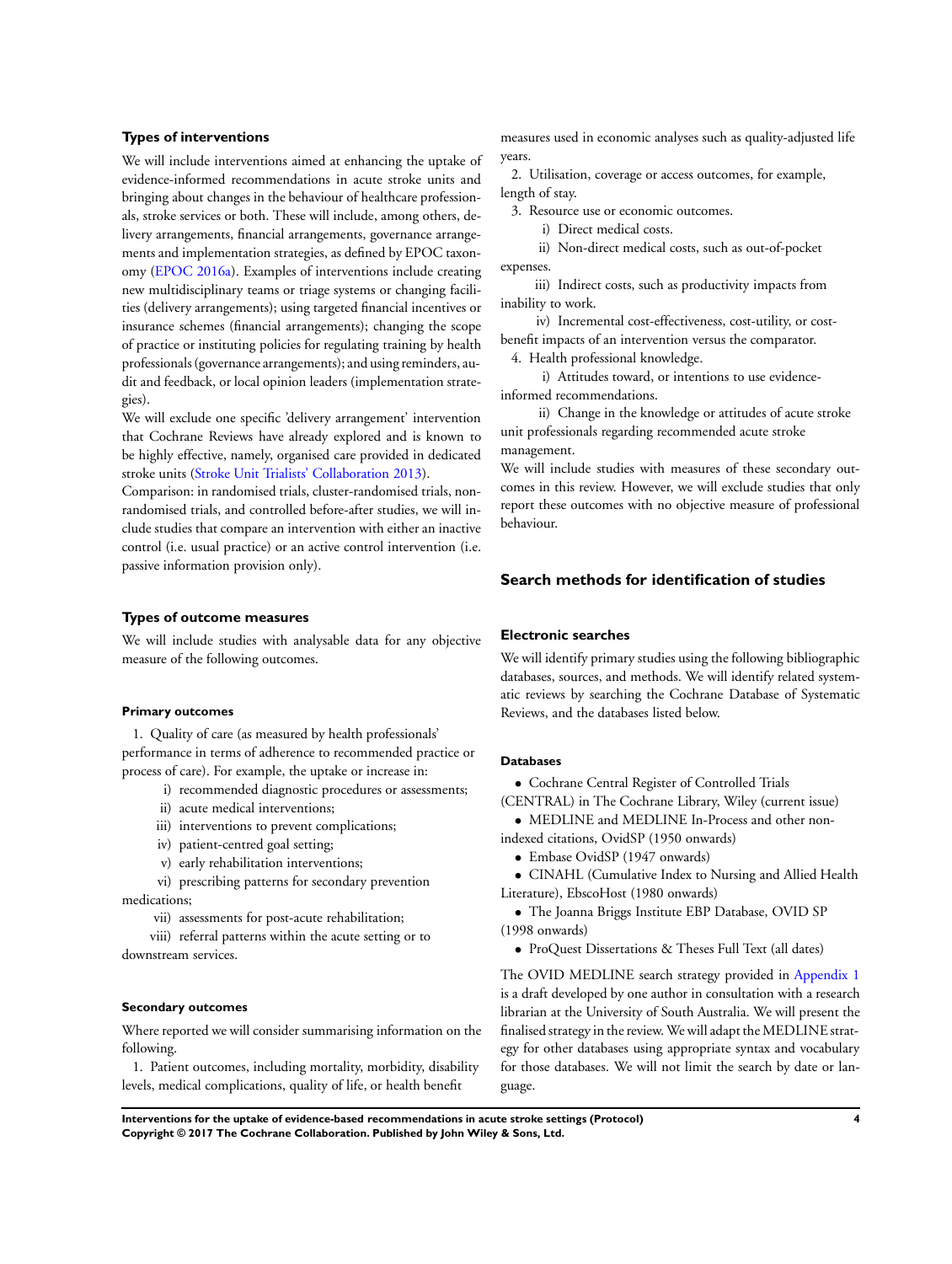### Types of interventions

We will include interventions aimed at enhancing the uptake of evidence-informed recommendations in acute stroke units and bringing about changes in the behaviour of healthcare professionals, stroke services or both. These will include, among others, delivery arrangements, financial arrangements, governance arrangements and implementation strategies, as defined by EPOC taxonomy (EPOC 2016a). Examples of interventions include creating new multidisciplinary teams or triage systems or changing facilities (delivery arrangements); using targeted financial incentives or insurance schemes (financial arrangements); changing the scope of practice or instituting policies for regulating training by health professionals (governance arrangements); and using reminders, audit and feedback, or local opinion leaders (implementation strategies).

We will exclude one specific 'delivery arrangement' intervention that Cochrane Reviews have already explored and is known to be highly effective, namely, organised care provided in dedicated stroke units (Stroke Unit Trialists' Collaboration 2013).

Comparison: in randomised trials, cluster-randomised trials, non-randomised trials, and controlled before-after studies, we will include studies that compare an intervention with either an inactive control (i.e. usual practice) or an active control intervention (i.e. passive information provision only).

### Types of outcome measures

We will include studies with analysable data for any objective measure of the following outcomes.

#### Primary outcomes

1. Quality of care (as measured by health professionals' performance in terms of adherence to recommended practice or process of care). For example, the uptake or increase in:
   i) recommended diagnostic procedures or assessments;
   ii) acute medical interventions;
   iii) interventions to prevent complications;
   iv) patient-centred goal setting;
   v) early rehabilitation interventions;
   vi) prescribing patterns for secondary prevention medications;
   vii) assessments for post-acute rehabilitation;
   viii) referral patterns within the acute setting or to downstream services.

#### Secondary outcomes

Where reported we will consider summarising information on the following.

1. Patient outcomes, including mortality, morbidity, disability levels, medical complications, quality of life, or health benefit measures used in economic analyses such as quality-adjusted life years.
2. Utilisation, coverage or access outcomes, for example, length of stay.
3. Resource use or economic outcomes.
   i) Direct medical costs.
   ii) Non-direct medical costs, such as out-of-pocket expenses.
   iii) Indirect costs, such as productivity impacts from inability to work.
   iv) Incremental cost-effectiveness, cost-utility, or cost-benefit impacts of an intervention versus the comparator.
4. Health professional knowledge.
   i) Attitudes toward, or intentions to use evidence-informed recommendations.
   ii) Change in the knowledge or attitudes of acute stroke unit professionals regarding recommended acute stroke management.

We will include studies with measures of these secondary outcomes in this review. However, we will exclude studies that only report these outcomes with no objective measure of professional behaviour.

## Search methods for identification of studies

### Electronic searches

We will identify primary studies using the following bibliographic databases, sources, and methods. We will identify related systematic reviews by searching the Cochrane Database of Systematic Reviews, and the databases listed below.

#### Databases

- Cochrane Central Register of Controlled Trials (CENTRAL) in The Cochrane Library, Wiley (current issue)
- MEDLINE and MEDLINE In-Process and other non-indexed citations, OvidSP (1950 onwards)
- Embase OvidSP (1947 onwards)
- CINAHL (Cumulative Index to Nursing and Allied Health Literature), EbscoHost (1980 onwards)
- The Joanna Briggs Institute EBP Database, OVID SP (1998 onwards)
- ProQuest Dissertations & Theses Full Text (all dates)

The OVID MEDLINE search strategy provided in Appendix 1 is a draft developed by one author in consultation with a research librarian at the University of South Australia. We will present the finalised strategy in the review. We will adapt the MEDLINE strategy for other databases using appropriate syntax and vocabulary for those databases. We will not limit the search by date or language.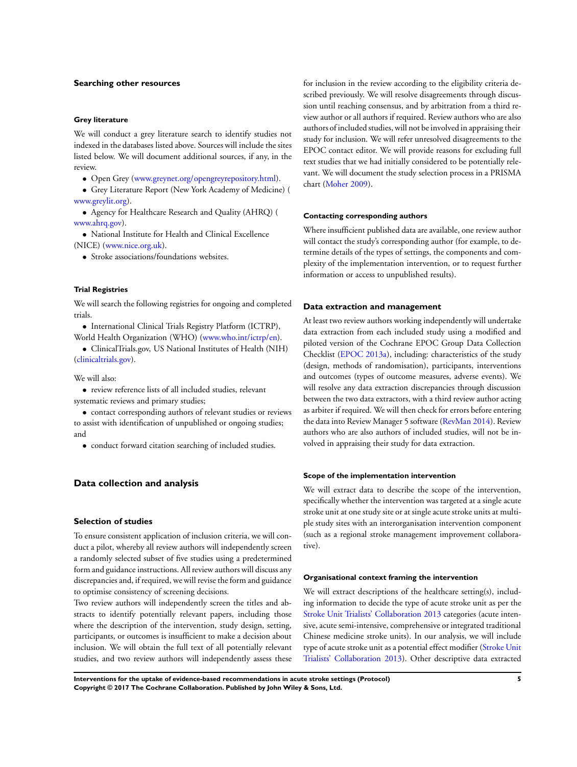### Searching other resources

#### Grey literature

We will conduct a grey literature search to identify studies not indexed in the databases listed above. Sources will include the sites listed below. We will document additional sources, if any, in the review.

- Open Grey (www.greynet.org/opengreyrepository.html).
- Grey Literature Report (New York Academy of Medicine) ( www.greylit.org).
- Agency for Healthcare Research and Quality (AHRQ) ( www.ahrq.gov).
- National Institute for Health and Clinical Excellence (NICE) (www.nice.org.uk).
- Stroke associations/foundations websites.

#### Trial Registries

We will search the following registries for ongoing and completed trials.

- International Clinical Trials Registry Platform (ICTRP), World Health Organization (WHO) (www.who.int/ictrp/en).
- ClinicalTrials.gov, US National Institutes of Health (NIH) (clinicaltrials.gov).

We will also:

- review reference lists of all included studies, relevant systematic reviews and primary studies;
- contact corresponding authors of relevant studies or reviews to assist with identification of unpublished or ongoing studies; and
- conduct forward citation searching of included studies.

## Data collection and analysis

### Selection of studies

To ensure consistent application of inclusion criteria, we will conduct a pilot, whereby all review authors will independently screen a randomly selected subset of five studies using a predetermined form and guidance instructions. All review authors will discuss any discrepancies and, if required, we will revise the form and guidance to optimise consistency of screening decisions.

Two review authors will independently screen the titles and abstracts to identify potentially relevant papers, including those where the description of the intervention, study design, setting, participants, or outcomes is insufficient to make a decision about inclusion. We will obtain the full text of all potentially relevant studies, and two review authors will independently assess these for inclusion in the review according to the eligibility criteria described previously. We will resolve disagreements through discussion until reaching consensus, and by arbitration from a third review author or all authors if required. Review authors who are also authors of included studies, will not be involved in appraising their study for inclusion. We will refer unresolved disagreements to the EPOC contact editor. We will provide reasons for excluding full text studies that we had initially considered to be potentially relevant. We will document the study selection process in a PRISMA chart (Moher 2009).

#### Contacting corresponding authors

Where insufficient published data are available, one review author will contact the study's corresponding author (for example, to determine details of the types of settings, the components and complexity of the implementation intervention, or to request further information or access to unpublished results).

### Data extraction and management

At least two review authors working independently will undertake data extraction from each included study using a modified and piloted version of the Cochrane EPOC Group Data Collection Checklist (EPOC 2013a), including: characteristics of the study (design, methods of randomisation), participants, interventions and outcomes (types of outcome measures, adverse events). We will resolve any data extraction discrepancies through discussion between the two data extractors, with a third review author acting as arbiter if required. We will then check for errors before entering the data into Review Manager 5 software (RevMan 2014). Review authors who are also authors of included studies, will not be involved in appraising their study for data extraction.

#### Scope of the implementation intervention

We will extract data to describe the scope of the intervention, specifically whether the intervention was targeted at a single acute stroke unit at one study site or at single acute stroke units at multiple study sites with an interorganisation intervention component (such as a regional stroke management improvement collaborative).

#### Organisational context framing the intervention

We will extract descriptions of the healthcare setting(s), including information to decide the type of acute stroke unit as per the Stroke Unit Trialists' Collaboration 2013 categories (acute intensive, acute semi-intensive, comprehensive or integrated traditional Chinese medicine stroke units). In our analysis, we will include type of acute stroke unit as a potential effect modifier (Stroke Unit Trialists' Collaboration 2013). Other descriptive data extracted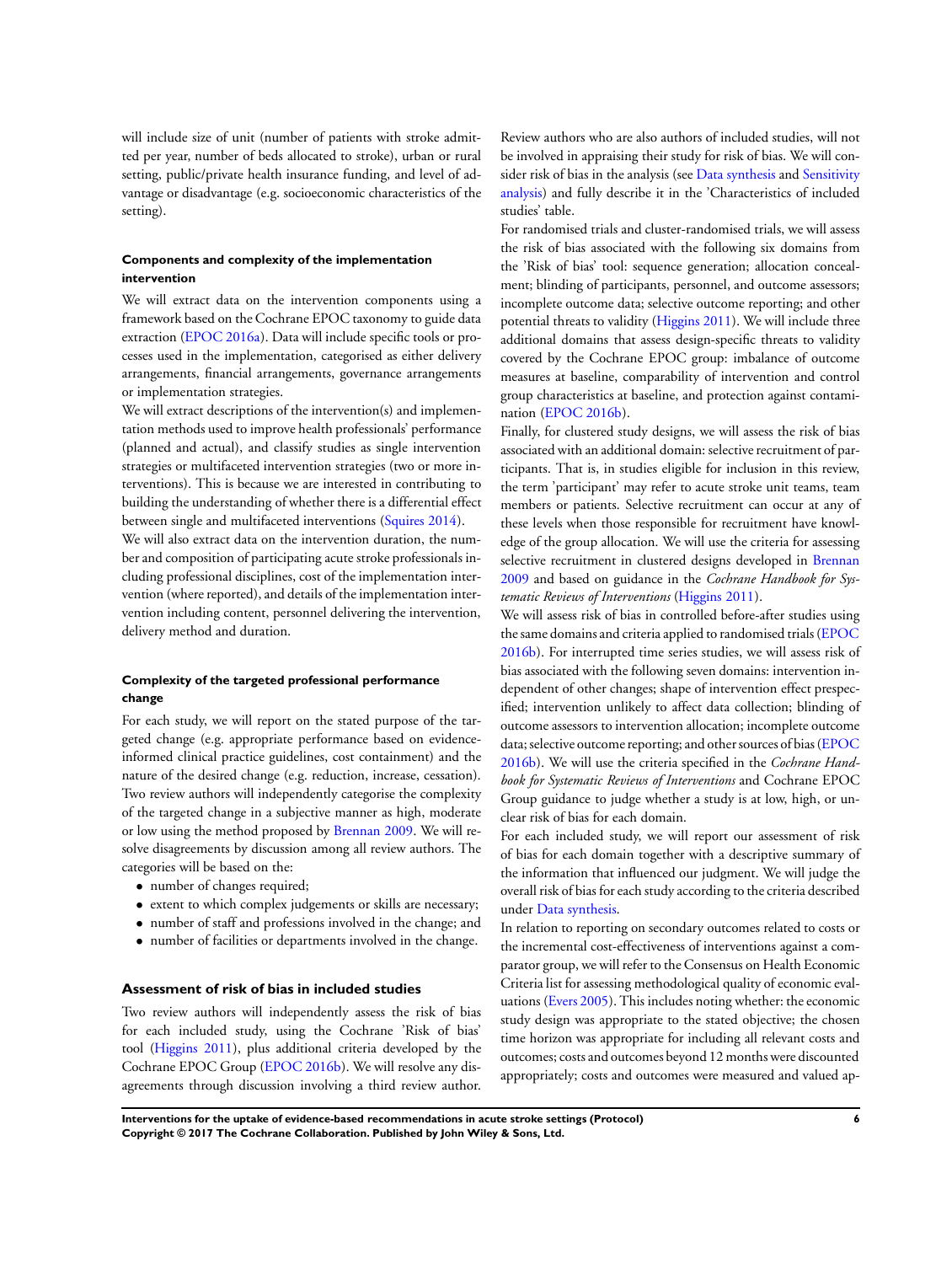will include size of unit (number of patients with stroke admitted per year, number of beds allocated to stroke), urban or rural setting, public/private health insurance funding, and level of advantage or disadvantage (e.g. socioeconomic characteristics of the setting).

#### Components and complexity of the implementation intervention

We will extract data on the intervention components using a framework based on the Cochrane EPOC taxonomy to guide data extraction (EPOC 2016a). Data will include specific tools or processes used in the implementation, categorised as either delivery arrangements, financial arrangements, governance arrangements or implementation strategies.

We will extract descriptions of the intervention(s) and implementation methods used to improve health professionals' performance (planned and actual), and classify studies as single intervention strategies or multifaceted intervention strategies (two or more interventions). This is because we are interested in contributing to building the understanding of whether there is a differential effect between single and multifaceted interventions (Squires 2014).

We will also extract data on the intervention duration, the number and composition of participating acute stroke professionals including professional disciplines, cost of the implementation intervention (where reported), and details of the implementation intervention including content, personnel delivering the intervention, delivery method and duration.

#### Complexity of the targeted professional performance change

For each study, we will report on the stated purpose of the targeted change (e.g. appropriate performance based on evidence-informed clinical practice guidelines, cost containment) and the nature of the desired change (e.g. reduction, increase, cessation). Two review authors will independently categorise the complexity of the targeted change in a subjective manner as high, moderate or low using the method proposed by Brennan 2009. We will resolve disagreements by discussion among all review authors. The categories will be based on the:

- number of changes required;
- extent to which complex judgements or skills are necessary;
- number of staff and professions involved in the change; and
- number of facilities or departments involved in the change.

### Assessment of risk of bias in included studies

Two review authors will independently assess the risk of bias for each included study, using the Cochrane 'Risk of bias' tool (Higgins 2011), plus additional criteria developed by the Cochrane EPOC Group (EPOC 2016b). We will resolve any disagreements through discussion involving a third review author. Review authors who are also authors of included studies, will not be involved in appraising their study for risk of bias. We will consider risk of bias in the analysis (see Data synthesis and Sensitivity analysis) and fully describe it in the 'Characteristics of included studies' table.

For randomised trials and cluster-randomised trials, we will assess the risk of bias associated with the following six domains from the 'Risk of bias' tool: sequence generation; allocation concealment; blinding of participants, personnel, and outcome assessors; incomplete outcome data; selective outcome reporting; and other potential threats to validity (Higgins 2011). We will include three additional domains that assess design-specific threats to validity covered by the Cochrane EPOC group: imbalance of outcome measures at baseline, comparability of intervention and control group characteristics at baseline, and protection against contamination (EPOC 2016b).

Finally, for clustered study designs, we will assess the risk of bias associated with an additional domain: selective recruitment of participants. That is, in studies eligible for inclusion in this review, the term 'participant' may refer to acute stroke unit teams, team members or patients. Selective recruitment can occur at any of these levels when those responsible for recruitment have knowledge of the group allocation. We will use the criteria for assessing selective recruitment in clustered designs developed in Brennan 2009 and based on guidance in the *Cochrane Handbook for Systematic Reviews of Interventions* (Higgins 2011).

We will assess risk of bias in controlled before-after studies using the same domains and criteria applied to randomised trials (EPOC 2016b). For interrupted time series studies, we will assess risk of bias associated with the following seven domains: intervention independent of other changes; shape of intervention effect prespecified; intervention unlikely to affect data collection; blinding of outcome assessors to intervention allocation; incomplete outcome data; selective outcome reporting; and other sources of bias (EPOC 2016b). We will use the criteria specified in the *Cochrane Handbook for Systematic Reviews of Interventions* and Cochrane EPOC Group guidance to judge whether a study is at low, high, or unclear risk of bias for each domain.

For each included study, we will report our assessment of risk of bias for each domain together with a descriptive summary of the information that influenced our judgment. We will judge the overall risk of bias for each study according to the criteria described under Data synthesis.

In relation to reporting on secondary outcomes related to costs or the incremental cost-effectiveness of interventions against a comparator group, we will refer to the Consensus on Health Economic Criteria list for assessing methodological quality of economic evaluations (Evers 2005). This includes noting whether: the economic study design was appropriate to the stated objective; the chosen time horizon was appropriate for including all relevant costs and outcomes; costs and outcomes beyond 12 months were discounted appropriately; costs and outcomes were measured and valued ap-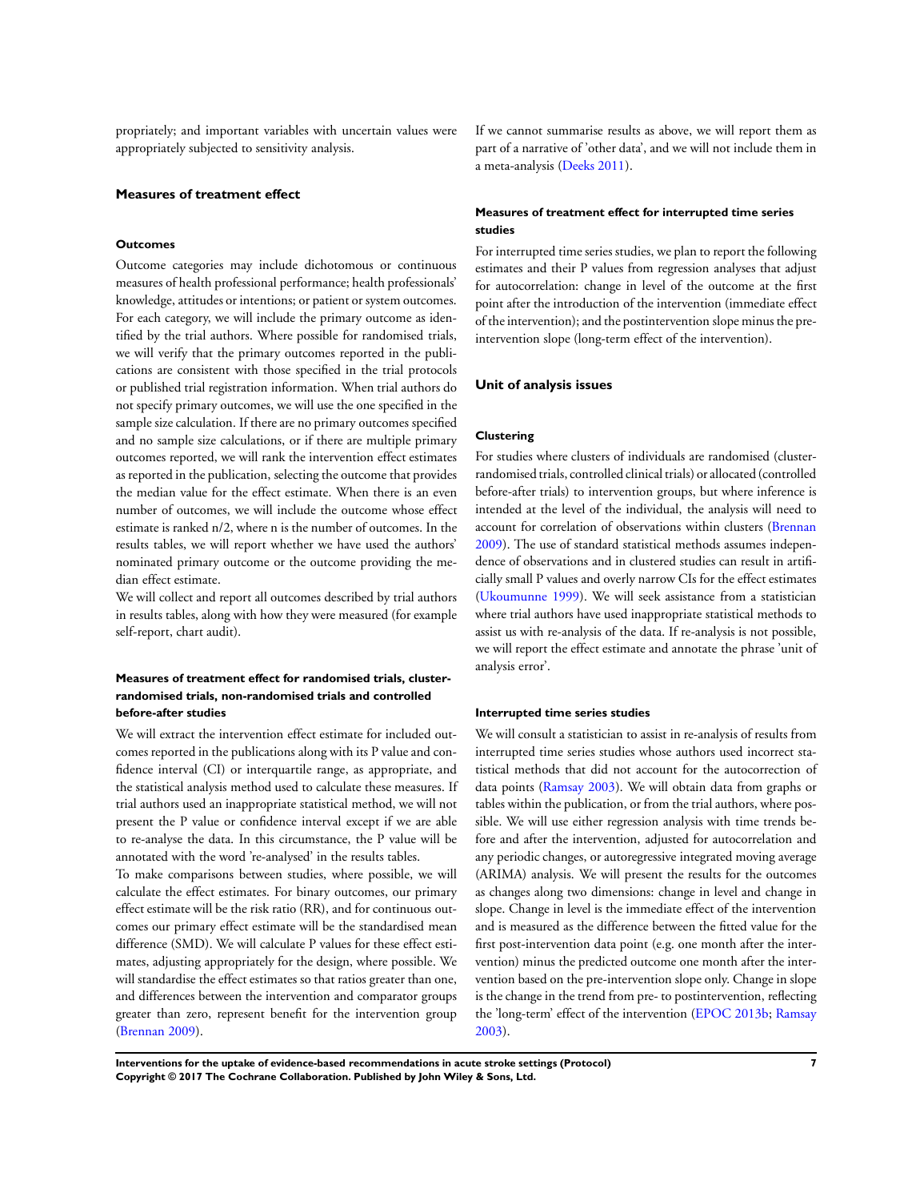propriately; and important variables with uncertain values were appropriately subjected to sensitivity analysis.

### Measures of treatment effect

#### Outcomes

Outcome categories may include dichotomous or continuous measures of health professional performance; health professionals' knowledge, attitudes or intentions; or patient or system outcomes. For each category, we will include the primary outcome as identified by the trial authors. Where possible for randomised trials, we will verify that the primary outcomes reported in the publications are consistent with those specified in the trial protocols or published trial registration information. When trial authors do not specify primary outcomes, we will use the one specified in the sample size calculation. If there are no primary outcomes specified and no sample size calculations, or if there are multiple primary outcomes reported, we will rank the intervention effect estimates as reported in the publication, selecting the outcome that provides the median value for the effect estimate. When there is an even number of outcomes, we will include the outcome whose effect estimate is ranked n/2, where n is the number of outcomes. In the results tables, we will report whether we have used the authors' nominated primary outcome or the outcome providing the median effect estimate.

We will collect and report all outcomes described by trial authors in results tables, along with how they were measured (for example self-report, chart audit).

#### Measures of treatment effect for randomised trials, cluster-randomised trials, non-randomised trials and controlled before-after studies

We will extract the intervention effect estimate for included outcomes reported in the publications along with its P value and confidence interval (CI) or interquartile range, as appropriate, and the statistical analysis method used to calculate these measures. If trial authors used an inappropriate statistical method, we will not present the P value or confidence interval except if we are able to re-analyse the data. In this circumstance, the P value will be annotated with the word 're-analysed' in the results tables.

To make comparisons between studies, where possible, we will calculate the effect estimates. For binary outcomes, our primary effect estimate will be the risk ratio (RR), and for continuous outcomes our primary effect estimate will be the standardised mean difference (SMD). We will calculate P values for these effect estimates, adjusting appropriately for the design, where possible. We will standardise the effect estimates so that ratios greater than one, and differences between the intervention and comparator groups greater than zero, represent benefit for the intervention group (Brennan 2009).

If we cannot summarise results as above, we will report them as part of a narrative of 'other data', and we will not include them in a meta-analysis (Deeks 2011).

#### Measures of treatment effect for interrupted time series studies

For interrupted time series studies, we plan to report the following estimates and their P values from regression analyses that adjust for autocorrelation: change in level of the outcome at the first point after the introduction of the intervention (immediate effect of the intervention); and the postintervention slope minus the pre-intervention slope (long-term effect of the intervention).

### Unit of analysis issues

#### Clustering

For studies where clusters of individuals are randomised (cluster-randomised trials, controlled clinical trials) or allocated (controlled before-after trials) to intervention groups, but where inference is intended at the level of the individual, the analysis will need to account for correlation of observations within clusters (Brennan 2009). The use of standard statistical methods assumes independence of observations and in clustered studies can result in artificially small P values and overly narrow CIs for the effect estimates (Ukoumunne 1999). We will seek assistance from a statistician where trial authors have used inappropriate statistical methods to assist us with re-analysis of the data. If re-analysis is not possible, we will report the effect estimate and annotate the phrase 'unit of analysis error'.

#### Interrupted time series studies

We will consult a statistician to assist in re-analysis of results from interrupted time series studies whose authors used incorrect statistical methods that did not account for the autocorrection of data points (Ramsay 2003). We will obtain data from graphs or tables within the publication, or from the trial authors, where possible. We will use either regression analysis with time trends before and after the intervention, adjusted for autocorrelation and any periodic changes, or autoregressive integrated moving average (ARIMA) analysis. We will present the results for the outcomes as changes along two dimensions: change in level and change in slope. Change in level is the immediate effect of the intervention and is measured as the difference between the fitted value for the first post-intervention data point (e.g. one month after the intervention) minus the predicted outcome one month after the intervention based on the pre-intervention slope only. Change in slope is the change in the trend from pre- to postintervention, reflecting the 'long-term' effect of the intervention (EPOC 2013b; Ramsay 2003).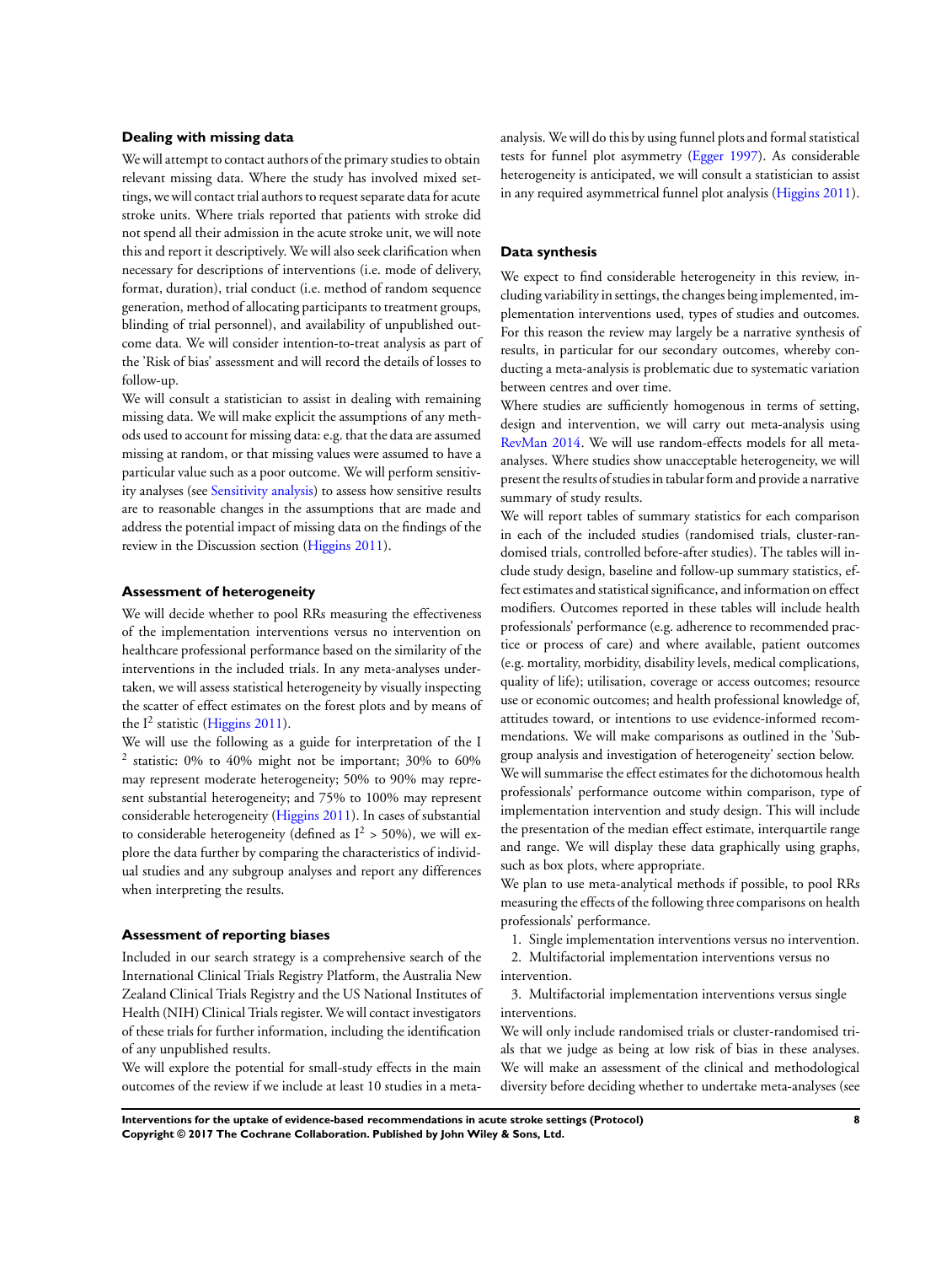### Dealing with missing data

We will attempt to contact authors of the primary studies to obtain relevant missing data. Where the study has involved mixed settings, we will contact trial authors to request separate data for acute stroke units. Where trials reported that patients with stroke did not spend all their admission in the acute stroke unit, we will note this and report it descriptively. We will also seek clarification when necessary for descriptions of interventions (i.e. mode of delivery, format, duration), trial conduct (i.e. method of random sequence generation, method of allocating participants to treatment groups, blinding of trial personnel), and availability of unpublished outcome data. We will consider intention-to-treat analysis as part of the 'Risk of bias' assessment and will record the details of losses to follow-up.

We will consult a statistician to assist in dealing with remaining missing data. We will make explicit the assumptions of any methods used to account for missing data: e.g. that the data are assumed missing at random, or that missing values were assumed to have a particular value such as a poor outcome. We will perform sensitivity analyses (see Sensitivity analysis) to assess how sensitive results are to reasonable changes in the assumptions that are made and address the potential impact of missing data on the findings of the review in the Discussion section (Higgins 2011).

### Assessment of heterogeneity

We will decide whether to pool RRs measuring the effectiveness of the implementation interventions versus no intervention on healthcare professional performance based on the similarity of the interventions in the included trials. In any meta-analyses undertaken, we will assess statistical heterogeneity by visually inspecting the scatter of effect estimates on the forest plots and by means of the $I^2$ statistic (Higgins 2011).

We will use the following as a guide for interpretation of the $I^2$ statistic: 0% to 40% might not be important; 30% to 60% may represent moderate heterogeneity; 50% to 90% may represent substantial heterogeneity; and 75% to 100% may represent considerable heterogeneity (Higgins 2011). In cases of substantial to considerable heterogeneity (defined as $I^2 > 50\%$), we will explore the data further by comparing the characteristics of individual studies and any subgroup analyses and report any differences when interpreting the results.

### Assessment of reporting biases

Included in our search strategy is a comprehensive search of the International Clinical Trials Registry Platform, the Australia New Zealand Clinical Trials Registry and the US National Institutes of Health (NIH) Clinical Trials register. We will contact investigators of these trials for further information, including the identification of any unpublished results.

We will explore the potential for small-study effects in the main outcomes of the review if we include at least 10 studies in a meta-analysis. We will do this by using funnel plots and formal statistical tests for funnel plot asymmetry (Egger 1997). As considerable heterogeneity is anticipated, we will consult a statistician to assist in any required asymmetrical funnel plot analysis (Higgins 2011).

### Data synthesis

We expect to find considerable heterogeneity in this review, including variability in settings, the changes being implemented, implementation interventions used, types of studies and outcomes. For this reason the review may largely be a narrative synthesis of results, in particular for our secondary outcomes, whereby conducting a meta-analysis is problematic due to systematic variation between centres and over time.

Where studies are sufficiently homogenous in terms of setting, design and intervention, we will carry out meta-analysis using RevMan 2014. We will use random-effects models for all meta-analyses. Where studies show unacceptable heterogeneity, we will present the results of studies in tabular form and provide a narrative summary of study results.

We will report tables of summary statistics for each comparison in each of the included studies (randomised trials, cluster-randomised trials, controlled before-after studies). The tables will include study design, baseline and follow-up summary statistics, effect estimates and statistical significance, and information on effect modifiers. Outcomes reported in these tables will include health professionals' performance (e.g. adherence to recommended practice or process of care) and where available, patient outcomes (e.g. mortality, morbidity, disability levels, medical complications, quality of life); utilisation, coverage or access outcomes; resource use or economic outcomes; and health professional knowledge of, attitudes toward, or intentions to use evidence-informed recommendations. We will make comparisons as outlined in the 'Subgroup analysis and investigation of heterogeneity' section below.

We will summarise the effect estimates for the dichotomous health professionals' performance outcome within comparison, type of implementation intervention and study design. This will include the presentation of the median effect estimate, interquartile range and range. We will display these data graphically using graphs, such as box plots, where appropriate.

We plan to use meta-analytical methods if possible, to pool RRs measuring the effects of the following three comparisons on health professionals' performance.

1. Single implementation interventions versus no intervention.
2. Multifactorial implementation interventions versus no intervention.
3. Multifactorial implementation interventions versus single interventions.

We will only include randomised trials or cluster-randomised trials that we judge as being at low risk of bias in these analyses. We will make an assessment of the clinical and methodological diversity before deciding whether to undertake meta-analyses (see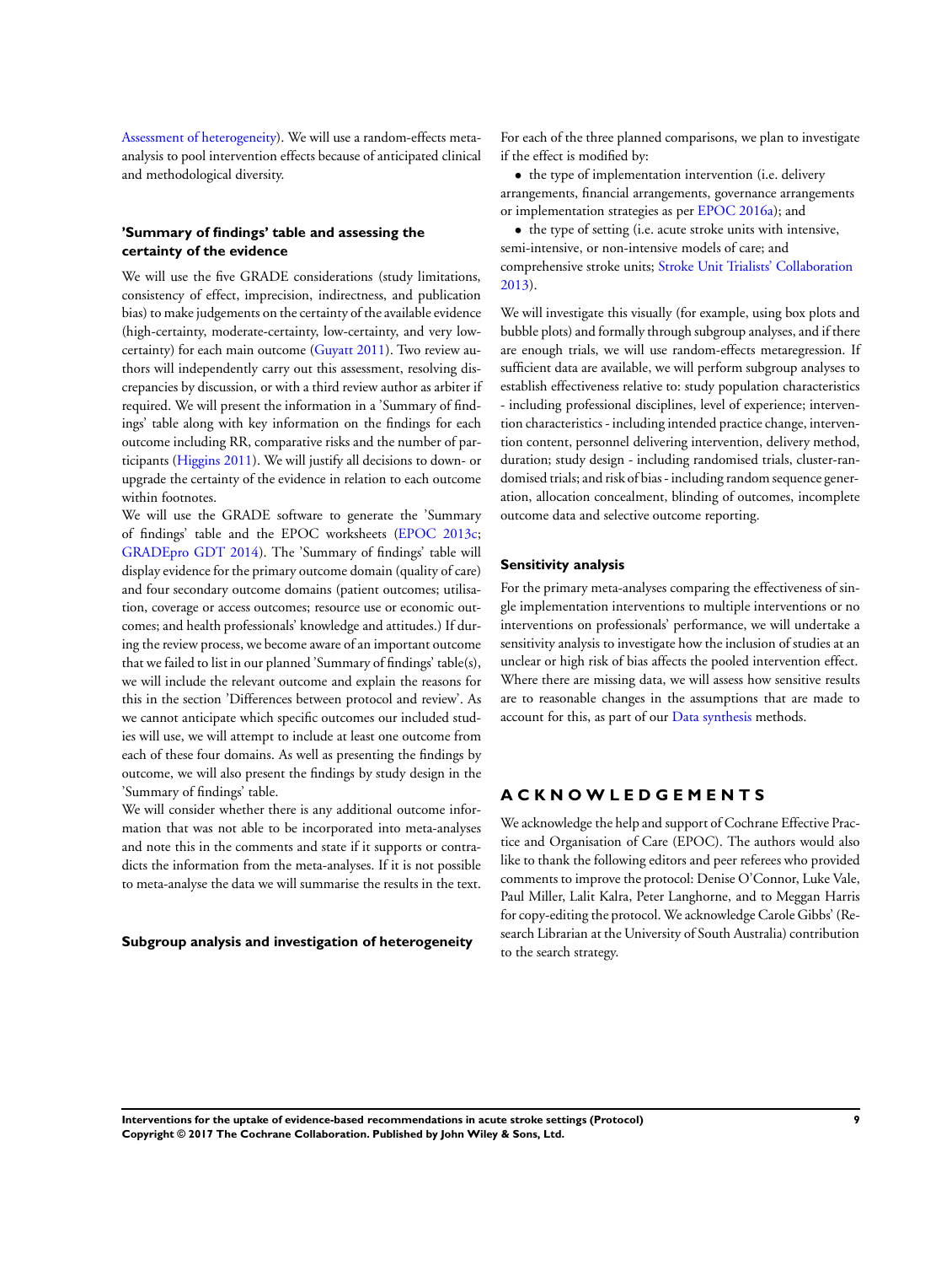Assessment of heterogeneity). We will use a random-effects meta-analysis to pool intervention effects because of anticipated clinical and methodological diversity.

### 'Summary of findings' table and assessing the certainty of the evidence

We will use the five GRADE considerations (study limitations, consistency of effect, imprecision, indirectness, and publication bias) to make judgements on the certainty of the available evidence (high-certainty, moderate-certainty, low-certainty, and very low-certainty) for each main outcome (Guyatt 2011). Two review authors will independently carry out this assessment, resolving discrepancies by discussion, or with a third review author as arbiter if required. We will present the information in a 'Summary of findings' table along with key information on the findings for each outcome including RR, comparative risks and the number of participants (Higgins 2011). We will justify all decisions to down- or upgrade the certainty of the evidence in relation to each outcome within footnotes.

We will use the GRADE software to generate the 'Summary of findings' table and the EPOC worksheets (EPOC 2013c; GRADEpro GDT 2014). The 'Summary of findings' table will display evidence for the primary outcome domain (quality of care) and four secondary outcome domains (patient outcomes; utilisation, coverage or access outcomes; resource use or economic outcomes; and health professionals' knowledge and attitudes.) If during the review process, we become aware of an important outcome that we failed to list in our planned 'Summary of findings' table(s), we will include the relevant outcome and explain the reasons for this in the section 'Differences between protocol and review'. As we cannot anticipate which specific outcomes our included studies will use, we will attempt to include at least one outcome from each of these four domains. As well as presenting the findings by outcome, we will also present the findings by study design in the 'Summary of findings' table.

We will consider whether there is any additional outcome information that was not able to be incorporated into meta-analyses and note this in the comments and state if it supports or contradicts the information from the meta-analyses. If it is not possible to meta-analyse the data we will summarise the results in the text.

### Subgroup analysis and investigation of heterogeneity

For each of the three planned comparisons, we plan to investigate if the effect is modified by:

- the type of implementation intervention (i.e. delivery arrangements, financial arrangements, governance arrangements or implementation strategies as per EPOC 2016a); and
- the type of setting (i.e. acute stroke units with intensive, semi-intensive, or non-intensive models of care; and comprehensive stroke units; Stroke Unit Trialists' Collaboration 2013).

We will investigate this visually (for example, using box plots and bubble plots) and formally through subgroup analyses, and if there are enough trials, we will use random-effects metaregression. If sufficient data are available, we will perform subgroup analyses to establish effectiveness relative to: study population characteristics - including professional disciplines, level of experience; intervention characteristics - including intended practice change, intervention content, personnel delivering intervention, delivery method, duration; study design - including randomised trials, cluster-randomised trials; and risk of bias - including random sequence generation, allocation concealment, blinding of outcomes, incomplete outcome data and selective outcome reporting.

### Sensitivity analysis

For the primary meta-analyses comparing the effectiveness of single implementation interventions to multiple interventions or no interventions on professionals' performance, we will undertake a sensitivity analysis to investigate how the inclusion of studies at an unclear or high risk of bias affects the pooled intervention effect. Where there are missing data, we will assess how sensitive results are to reasonable changes in the assumptions that are made to account for this, as part of our Data synthesis methods.

## ACKNOWLEDGEMENTS

We acknowledge the help and support of Cochrane Effective Practice and Organisation of Care (EPOC). The authors would also like to thank the following editors and peer referees who provided comments to improve the protocol: Denise O'Connor, Luke Vale, Paul Miller, Lalit Kalra, Peter Langhorne, and to Meggan Harris for copy-editing the protocol. We acknowledge Carole Gibbs' (Research Librarian at the University of South Australia) contribution to the search strategy.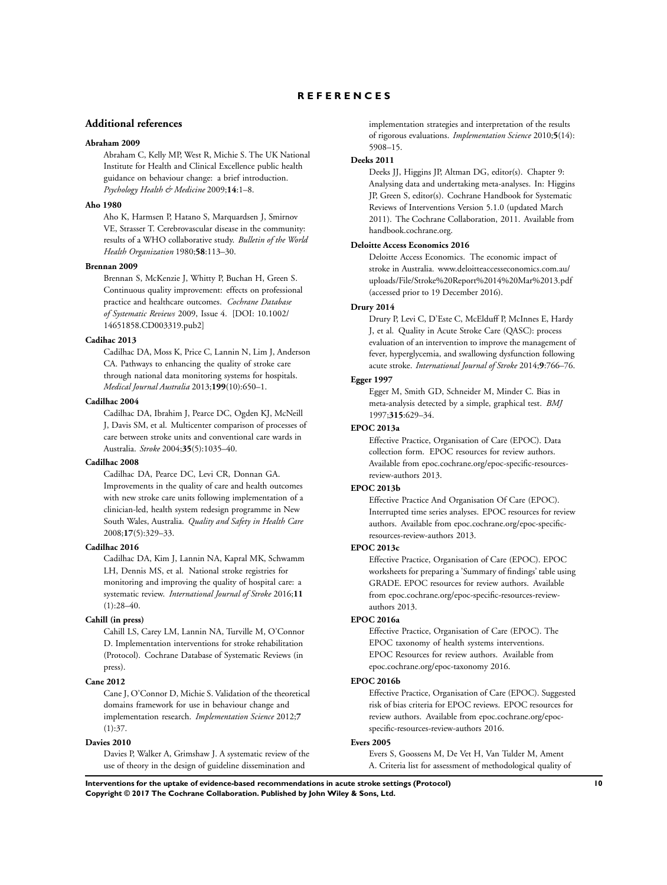# REFERENCES

## Additional references

**Abraham 2009**
Abraham C, Kelly MP, West R, Michie S. The UK National Institute for Health and Clinical Excellence public health guidance on behaviour change: a brief introduction. *Psychology Health & Medicine* 2009;**14**:1–8.

**Aho 1980**
Aho K, Harmsen P, Hatano S, Marquardsen J, Smirnov VE, Strasser T. Cerebrovascular disease in the community: results of a WHO collaborative study. *Bulletin of the World Health Organization* 1980;**58**:113–30.

**Brennan 2009**
Brennan S, McKenzie J, Whitty P, Buchan H, Green S. Continuous quality improvement: effects on professional practice and healthcare outcomes. *Cochrane Database of Systematic Reviews* 2009, Issue 4. [DOI: 10.1002/14651858.CD003319.pub2]

**Cadihac 2013**
Cadilhac DA, Moss K, Price C, Lannin N, Lim J, Anderson CA. Pathways to enhancing the quality of stroke care through national data monitoring systems for hospitals. *Medical Journal Australia* 2013;**199**(10):650–1.

**Cadilhac 2004**
Cadilhac DA, Ibrahim J, Pearce DC, Ogden KJ, McNeill J, Davis SM, et al. Multicenter comparison of processes of care between stroke units and conventional care wards in Australia. *Stroke* 2004;**35**(5):1035–40.

**Cadilhac 2008**
Cadilhac DA, Pearce DC, Levi CR, Donnan GA. Improvements in the quality of care and health outcomes with new stroke care units following implementation of a clinician-led, health system redesign programme in New South Wales, Australia. *Quality and Safety in Health Care* 2008;**17**(5):329–33.

**Cadilhac 2016**
Cadilhac DA, Kim J, Lannin NA, Kapral MK, Schwamm LH, Dennis MS, et al. National stroke registries for monitoring and improving the quality of hospital care: a systematic review. *International Journal of Stroke* 2016;**11**(1):28–40.

**Cahill (in press)**
Cahill LS, Carey LM, Lannin NA, Turville M, O'Connor D. Implementation interventions for stroke rehabilitation (Protocol). Cochrane Database of Systematic Reviews (in press).

**Cane 2012**
Cane J, O'Connor D, Michie S. Validation of the theoretical domains framework for use in behaviour change and implementation research. *Implementation Science* 2012;**7**(1):37.

**Davies 2010**
Davies P, Walker A, Grimshaw J. A systematic review of the use of theory in the design of guideline dissemination and implementation strategies and interpretation of the results of rigorous evaluations. *Implementation Science* 2010;**5**(14):5908–15.

**Deeks 2011**
Deeks JJ, Higgins JP, Altman DG, editor(s). Chapter 9: Analysing data and undertaking meta-analyses. In: Higgins JP, Green S, editor(s). Cochrane Handbook for Systematic Reviews of Interventions Version 5.1.0 (updated March 2011). The Cochrane Collaboration, 2011. Available from handbook.cochrane.org.

**Deloitte Access Economics 2016**
Deloitte Access Economics. The economic impact of stroke in Australia. www.deloitteaccesseconomics.com.au/uploads/File/Stroke%20Report%2014%20Mar%2013.pdf (accessed prior to 19 December 2016).

**Drury 2014**
Drury P, Levi C, D'Este C, McElduff P, McInnes E, Hardy J, et al. Quality in Acute Stroke Care (QASC): process evaluation of an intervention to improve the management of fever, hyperglycemia, and swallowing dysfunction following acute stroke. *International Journal of Stroke* 2014;**9**:766–76.

**Egger 1997**
Egger M, Smith GD, Schneider M, Minder C. Bias in meta-analysis detected by a simple, graphical test. *BMJ* 1997;**315**:629–34.

**EPOC 2013a**
Effective Practice, Organisation of Care (EPOC). Data collection form. EPOC resources for review authors. Available from epoc.cochrane.org/epoc-specific-resources-review-authors 2013.

**EPOC 2013b**
Effective Practice And Organisation Of Care (EPOC). Interrupted time series analyses. EPOC resources for review authors. Available from epoc.cochrane.org/epoc-specific-resources-review-authors 2013.

**EPOC 2013c**
Effective Practice, Organisation of Care (EPOC). EPOC worksheets for preparing a 'Summary of findings' table using GRADE. EPOC resources for review authors. Available from epoc.cochrane.org/epoc-specific-resources-review-authors 2013.

**EPOC 2016a**
Effective Practice, Organisation of Care (EPOC). The EPOC taxonomy of health systems interventions. EPOC Resources for review authors. Available from epoc.cochrane.org/epoc-taxonomy 2016.

**EPOC 2016b**
Effective Practice, Organisation of Care (EPOC). Suggested risk of bias criteria for EPOC reviews. EPOC resources for review authors. Available from epoc.cochrane.org/epoc-specific-resources-review-authors 2016.

**Evers 2005**
Evers S, Goossens M, De Vet H, Van Tulder M, Ament A. Criteria list for assessment of methodological quality of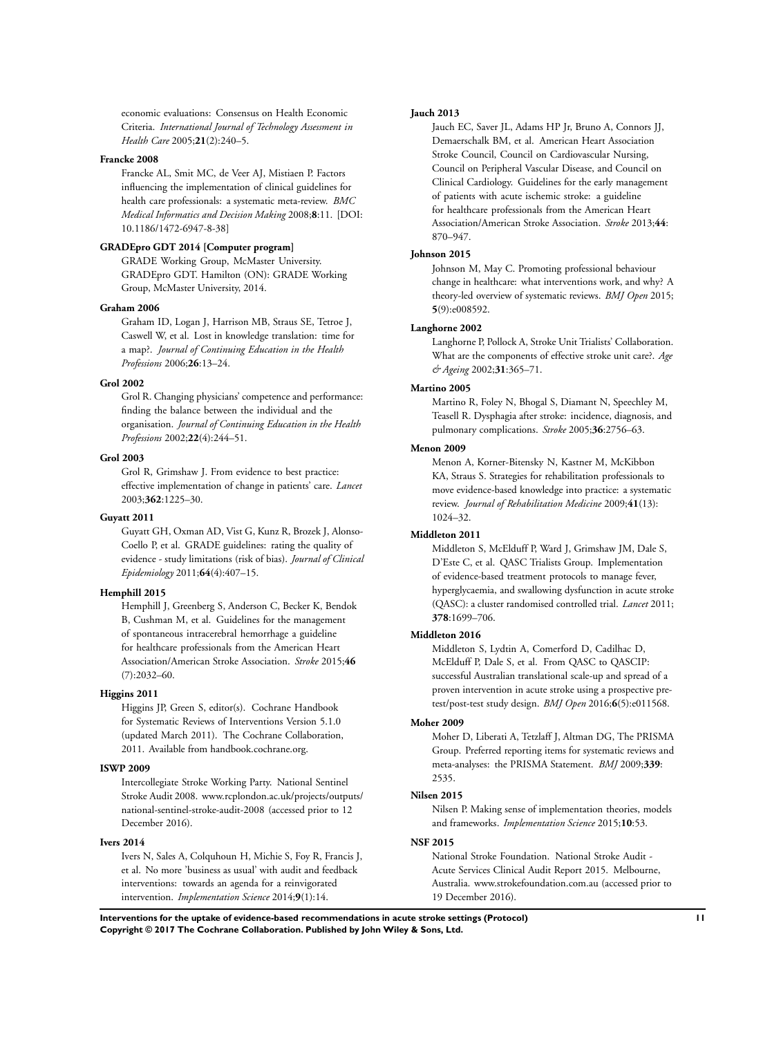economic evaluations: Consensus on Health Economic Criteria. *International Journal of Technology Assessment in Health Care* 2005;**21**(2):240–5.

**Francke 2008**

Francke AL, Smit MC, de Veer AJ, Mistiaen P. Factors influencing the implementation of clinical guidelines for health care professionals: a systematic meta-review. *BMC Medical Informatics and Decision Making* 2008;**8**:11. [DOI: 10.1186/1472-6947-8-38]

**GRADEpro GDT 2014 [Computer program]**

GRADE Working Group, McMaster University. GRADEpro GDT. Hamilton (ON): GRADE Working Group, McMaster University, 2014.

**Graham 2006**

Graham ID, Logan J, Harrison MB, Straus SE, Tetroe J, Caswell W, et al. Lost in knowledge translation: time for a map?. *Journal of Continuing Education in the Health Professions* 2006;**26**:13–24.

**Grol 2002**

Grol R. Changing physicians' competence and performance: finding the balance between the individual and the organisation. *Journal of Continuing Education in the Health Professions* 2002;**22**(4):244–51.

**Grol 2003**

Grol R, Grimshaw J. From evidence to best practice: effective implementation of change in patients' care. *Lancet* 2003;**362**:1225–30.

**Guyatt 2011**

Guyatt GH, Oxman AD, Vist G, Kunz R, Brozek J, Alonso-Coello P, et al. GRADE guidelines: rating the quality of evidence - study limitations (risk of bias). *Journal of Clinical Epidemiology* 2011;**64**(4):407–15.

**Hemphill 2015**

Hemphill J, Greenberg S, Anderson C, Becker K, Bendok B, Cushman M, et al. Guidelines for the management of spontaneous intracerebral hemorrhage a guideline for healthcare professionals from the American Heart Association/American Stroke Association. *Stroke* 2015;**46** (7):2032–60.

**Higgins 2011**

Higgins JP, Green S, editor(s). Cochrane Handbook for Systematic Reviews of Interventions Version 5.1.0 (updated March 2011). The Cochrane Collaboration, 2011. Available from handbook.cochrane.org.

**ISWP 2009**

Intercollegiate Stroke Working Party. National Sentinel Stroke Audit 2008. www.rcplondon.ac.uk/projects/outputs/national-sentinel-stroke-audit-2008 (accessed prior to 12 December 2016).

**Ivers 2014**

Ivers N, Sales A, Colquhoun H, Michie S, Foy R, Francis J, et al. No more 'business as usual' with audit and feedback interventions: towards an agenda for a reinvigorated intervention. *Implementation Science* 2014;**9**(1):14.

**Jauch 2013**

Jauch EC, Saver JL, Adams HP Jr, Bruno A, Connors JJ, Demaerschalk BM, et al. American Heart Association Stroke Council, Council on Cardiovascular Nursing, Council on Peripheral Vascular Disease, and Council on Clinical Cardiology. Guidelines for the early management of patients with acute ischemic stroke: a guideline for healthcare professionals from the American Heart Association/American Stroke Association. *Stroke* 2013;**44**: 870–947.

**Johnson 2015**

Johnson M, May C. Promoting professional behaviour change in healthcare: what interventions work, and why? A theory-led overview of systematic reviews. *BMJ Open* 2015; **5**(9):e008592.

**Langhorne 2002**

Langhorne P, Pollock A, Stroke Unit Trialists' Collaboration. What are the components of effective stroke unit care?. *Age & Ageing* 2002;**31**:365–71.

**Martino 2005**

Martino R, Foley N, Bhogal S, Diamant N, Speechley M, Teasell R. Dysphagia after stroke: incidence, diagnosis, and pulmonary complications. *Stroke* 2005;**36**:2756–63.

**Menon 2009**

Menon A, Korner-Bitensky N, Kastner M, McKibbon KA, Straus S. Strategies for rehabilitation professionals to move evidence-based knowledge into practice: a systematic review. *Journal of Rehabilitation Medicine* 2009;**41**(13): 1024–32.

**Middleton 2011**

Middleton S, McElduff P, Ward J, Grimshaw JM, Dale S, D'Este C, et al. QASC Trialists Group. Implementation of evidence-based treatment protocols to manage fever, hyperglycaemia, and swallowing dysfunction in acute stroke (QASC): a cluster randomised controlled trial. *Lancet* 2011; **378**:1699–706.

**Middleton 2016**

Middleton S, Lydtin A, Comerford D, Cadilhac D, McElduff P, Dale S, et al. From QASC to QASCIP: successful Australian translational scale-up and spread of a proven intervention in acute stroke using a prospective pre-test/post-test study design. *BMJ Open* 2016;**6**(5):e011568.

**Moher 2009**

Moher D, Liberati A, Tetzlaff J, Altman DG, The PRISMA Group. Preferred reporting items for systematic reviews and meta-analyses: the PRISMA Statement. *BMJ* 2009;**339**: 2535.

**Nilsen 2015**

Nilsen P. Making sense of implementation theories, models and frameworks. *Implementation Science* 2015;**10**:53.

**NSF 2015**

National Stroke Foundation. National Stroke Audit - Acute Services Clinical Audit Report 2015. Melbourne, Australia. www.strokefoundation.com.au (accessed prior to 19 December 2016).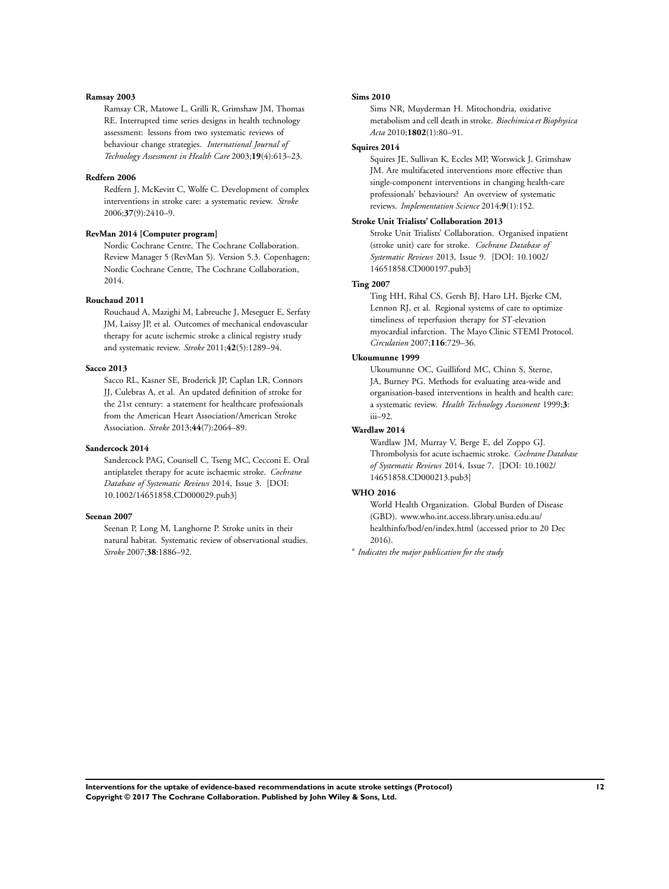**Ramsay 2003**

Ramsay CR, Matowe L, Grilli R, Grimshaw JM, Thomas RE. Interrupted time series designs in health technology assessment: lessons from two systematic reviews of behaviour change strategies. *International Journal of Technology Assessment in Health Care* 2003;**19**(4):613–23.

**Redfern 2006**

Redfern J, McKevitt C, Wolfe C. Development of complex interventions in stroke care: a systematic review. *Stroke* 2006;**37**(9):2410–9.

**RevMan 2014 [Computer program]**

Nordic Cochrane Centre, The Cochrane Collaboration. Review Manager 5 (RevMan 5). Version 5.3. Copenhagen: Nordic Cochrane Centre, The Cochrane Collaboration, 2014.

**Rouchaud 2011**

Rouchaud A, Mazighi M, Labreuche J, Meseguer E, Serfaty JM, Laissy JP, et al. Outcomes of mechanical endovascular therapy for acute ischemic stroke a clinical registry study and systematic review. *Stroke* 2011;**42**(5):1289–94.

**Sacco 2013**

Sacco RL, Kasner SE, Broderick JP, Caplan LR, Connors JJ, Culebras A, et al. An updated definition of stroke for the 21st century: a statement for healthcare professionals from the American Heart Association/American Stroke Association. *Stroke* 2013;**44**(7):2064–89.

**Sandercock 2014**

Sandercock PAG, Counsell C, Tseng MC, Cecconi E. Oral antiplatelet therapy for acute ischaemic stroke. *Cochrane Database of Systematic Reviews* 2014, Issue 3. [DOI: 10.1002/14651858.CD000029.pub3]

**Seenan 2007**

Seenan P, Long M, Langhorne P. Stroke units in their natural habitat. Systematic review of observational studies. *Stroke* 2007;**38**:1886–92.

**Sims 2010**

Sims NR, Muyderman H. Mitochondria, oxidative metabolism and cell death in stroke. *Biochimica et Biophysica Acta* 2010;**1802**(1):80–91.

**Squires 2014**

Squires JE, Sullivan K, Eccles MP, Worswick J, Grimshaw JM. Are multifaceted interventions more effective than single-component interventions in changing health-care professionals' behaviours? An overview of systematic reviews. *Implementation Science* 2014;**9**(1):152.

**Stroke Unit Trialists' Collaboration 2013**

Stroke Unit Trialists' Collaboration. Organised inpatient (stroke unit) care for stroke. *Cochrane Database of Systematic Reviews* 2013, Issue 9. [DOI: 10.1002/14651858.CD000197.pub3]

**Ting 2007**

Ting HH, Rihal CS, Gersh BJ, Haro LH, Bjerke CM, Lennon RJ, et al. Regional systems of care to optimize timeliness of reperfusion therapy for ST-elevation myocardial infarction. The Mayo Clinic STEMI Protocol. *Circulation* 2007;**116**:729–36.

**Ukoumunne 1999**

Ukoumunne OC, Guilliford MC, Chinn S, Sterne, JA, Burney PG. Methods for evaluating area-wide and organisation-based interventions in health and health care: a systematic review. *Health Technology Assessment* 1999;**3**: iii–92.

**Wardlaw 2014**

Wardlaw JM, Murray V, Berge E, del Zoppo GJ. Thrombolysis for acute ischaemic stroke. *Cochrane Database of Systematic Reviews* 2014, Issue 7. [DOI: 10.1002/14651858.CD000213.pub3]

**WHO 2016**

World Health Organization. Global Burden of Disease (GBD). www.who.int.access.library.unisa.edu.au/healthinfo/bod/en/index.html (accessed prior to 20 Dec 2016).

\* *Indicates the major publication for the study*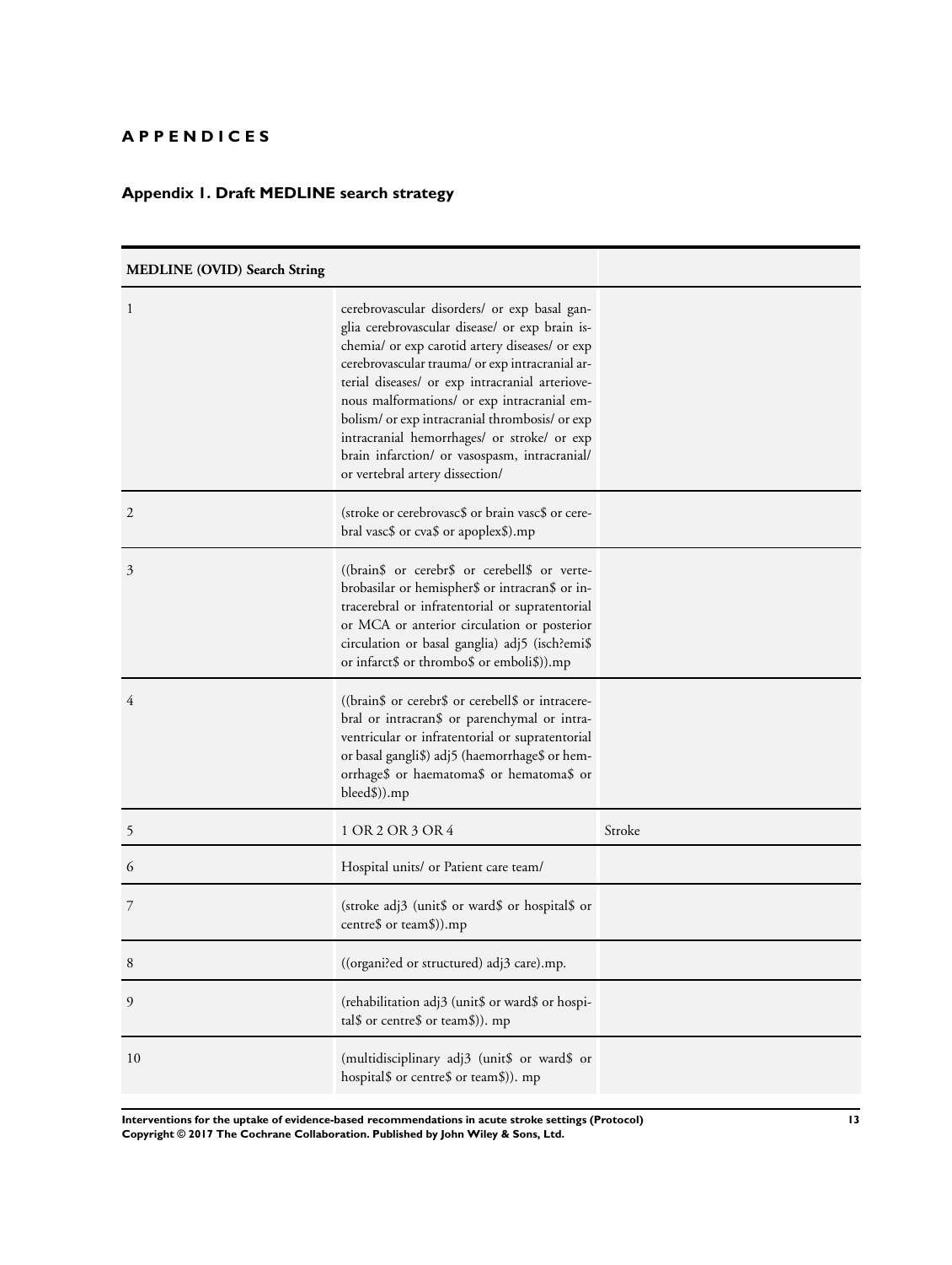# APPENDICES

## Appendix 1. Draft MEDLINE search strategy

| MEDLINE (OVID) Search String | | |
|---|---|---|
| 1 | cerebrovascular disorders/ or exp basal ganglia cerebrovascular disease/ or exp brain ischemia/ or exp carotid artery diseases/ or exp cerebrovascular trauma/ or exp intracranial arterial diseases/ or exp intracranial arteriovenous malformations/ or exp intracranial embolism/ or exp intracranial thrombosis/ or exp intracranial hemorrhages/ or stroke/ or exp brain infarction/ or vasospasm, intracranial/ or vertebral artery dissection/ | |
| 2 | (stroke or cerebrovasc$ or brain vasc$ or cerebral vasc$ or cva$ or apoplex$).mp | |
| 3 | ((brain$ or cerebr$ or cerebell$ or vertebrobasilar or hemispher$ or intracran$ or intracerebral or infratentorial or supratentorial or MCA or anterior circulation or posterior circulation or basal ganglia) adj5 (isch?emi$ or infarct$ or thrombo$ or emboli$)).mp | |
| 4 | ((brain$ or cerebr$ or cerebell$ or intracerebral or intracran$ or parenchymal or intraventricular or infratentorial or supratentorial or basal gangli$) adj5 (haemorrhage$ or hemorrhage$ or haematoma$ or hematoma$ or bleed$)).mp | |
| 5 | 1 OR 2 OR 3 OR 4 | Stroke |
| 6 | Hospital units/ or Patient care team/ | |
| 7 | (stroke adj3 (unit$ or ward$ or hospital$ or centre$ or team$)).mp | |
| 8 | ((organi?ed or structured) adj3 care).mp. | |
| 9 | (rehabilitation adj3 (unit$ or ward$ or hospital$ or centre$ or team$)). mp | |
| 10 | (multidisciplinary adj3 (unit$ or ward$ or hospital$ or centre$ or team$)). mp | |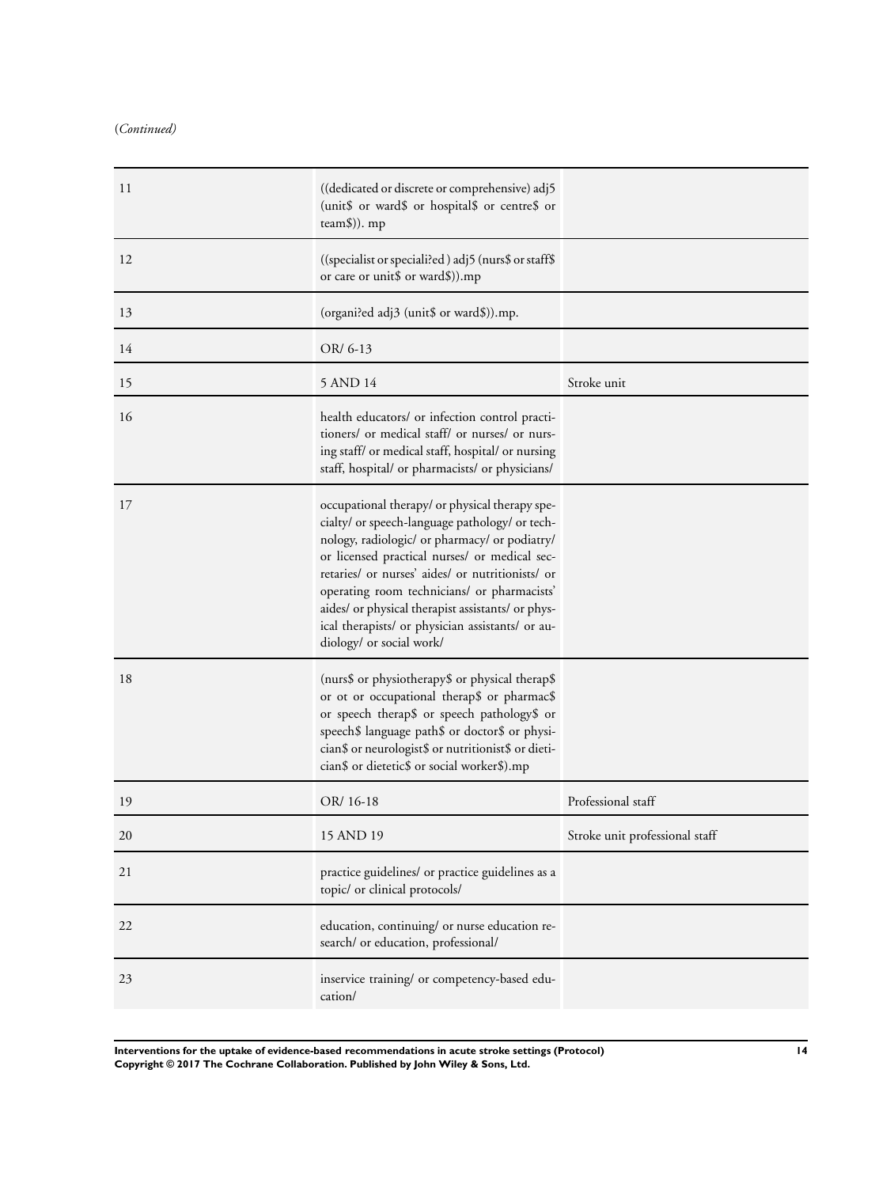(*Continued*)

| | | |
|---|---|---|
| 11 | ((dedicated or discrete or comprehensive) adj5 (unit$ or ward$ or hospital$ or centre$ or team$)). mp | |
| 12 | ((specialist or speciali?ed ) adj5 (nurs$ or staff$ or care or unit$ or ward$)).mp | |
| 13 | (organi?ed adj3 (unit$ or ward$)).mp. | |
| 14 | OR/ 6-13 | |
| 15 | 5 AND 14 | Stroke unit |
| 16 | health educators/ or infection control practitioners/ or medical staff/ or nurses/ or nursing staff/ or medical staff, hospital/ or nursing staff, hospital/ or pharmacists/ or physicians/ | |
| 17 | occupational therapy/ or physical therapy specialty/ or speech-language pathology/ or technology, radiologic/ or pharmacy/ or podiatry/ or licensed practical nurses/ or medical secretaries/ or nurses' aides/ or nutritionists/ or operating room technicians/ or pharmacists' aides/ or physical therapist assistants/ or physical therapists/ or physician assistants/ or audiology/ or social work/ | |
| 18 | (nurs$ or physiotherapy$ or physical therap$ or ot or occupational therap$ or pharmac$ or speech therap$ or speech pathology$ or speech$ language path$ or doctor$ or physician$ or neurologist$ or nutritionist$ or dietician$ or dietetic$ or social worker$).mp | |
| 19 | OR/ 16-18 | Professional staff |
| 20 | 15 AND 19 | Stroke unit professional staff |
| 21 | practice guidelines/ or practice guidelines as a topic/ or clinical protocols/ | |
| 22 | education, continuing/ or nurse education research/ or education, professional/ | |
| 23 | inservice training/ or competency-based education/ | |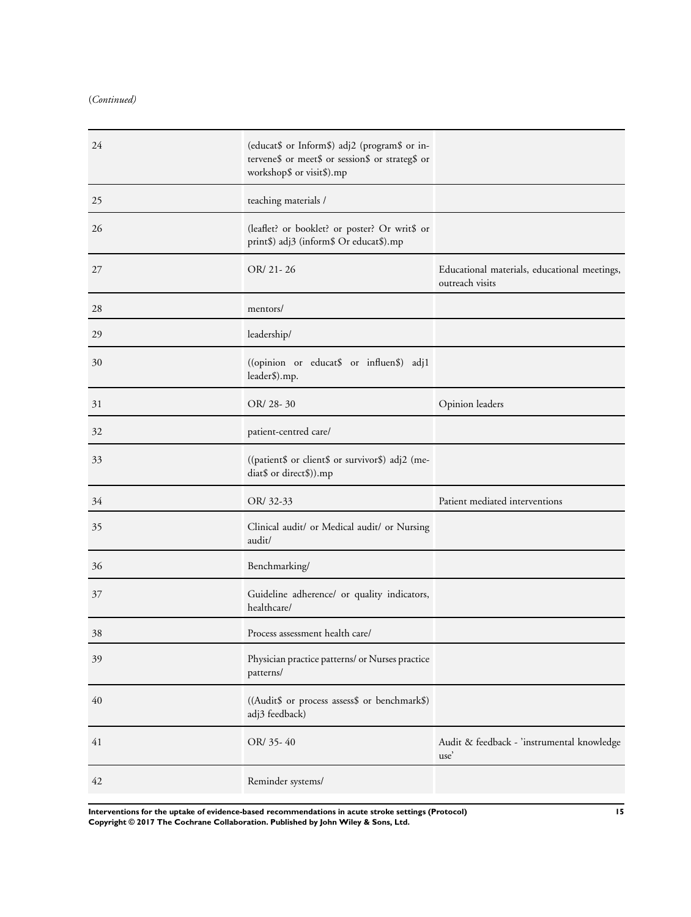(*Continued*)

| | | |
|---|---|---|
| 24 | (educat$ or Inform$) adj2 (program$ or intervene$ or meet$ or session$ or strateg$ or workshop$ or visit$).mp | |
| 25 | teaching materials / | |
| 26 | (leaflet? or booklet? or poster? Or writ$ or print$) adj3 (inform$ Or educat$).mp | |
| 27 | OR/ 21- 26 | Educational materials, educational meetings, outreach visits |
| 28 | mentors/ | |
| 29 | leadership/ | |
| 30 | ((opinion or educat$ or influen$) adj1 leader$).mp. | |
| 31 | OR/ 28- 30 | Opinion leaders |
| 32 | patient-centred care/ | |
| 33 | ((patient$ or client$ or survivor$) adj2 (mediat$ or direct$)).mp | |
| 34 | OR/ 32-33 | Patient mediated interventions |
| 35 | Clinical audit/ or Medical audit/ or Nursing audit/ | |
| 36 | Benchmarking/ | |
| 37 | Guideline adherence/ or quality indicators, healthcare/ | |
| 38 | Process assessment health care/ | |
| 39 | Physician practice patterns/ or Nurses practice patterns/ | |
| 40 | ((Audit$ or process assess$ or benchmark$) adj3 feedback) | |
| 41 | OR/ 35- 40 | Audit & feedback - 'instrumental knowledge use' |
| 42 | Reminder systems/ | |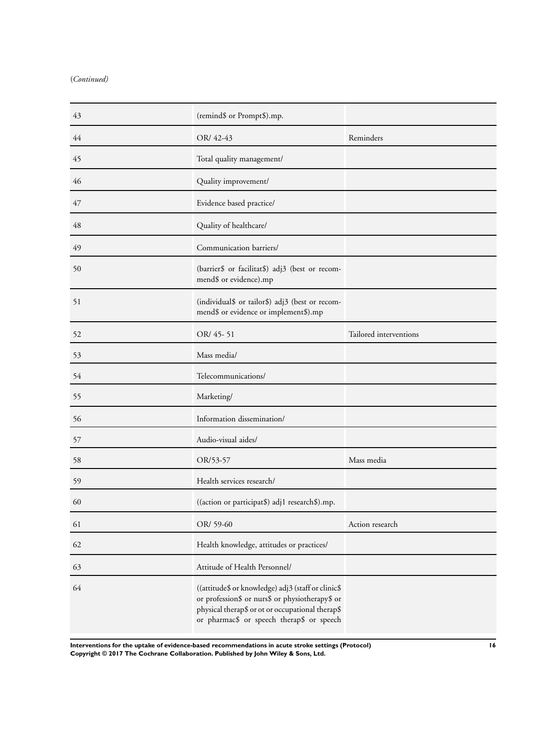(*Continued*)

| | | |
|---|---|---|
| 43 | (remind$ or Prompt$).mp. | |
| 44 | OR/ 42-43 | Reminders |
| 45 | Total quality management/ | |
| 46 | Quality improvement/ | |
| 47 | Evidence based practice/ | |
| 48 | Quality of healthcare/ | |
| 49 | Communication barriers/ | |
| 50 | (barrier$ or facilitat$) adj3 (best or recommend$ or evidence).mp | |
| 51 | (individual$ or tailor$) adj3 (best or recommend$ or evidence or implement$).mp | |
| 52 | OR/ 45- 51 | Tailored interventions |
| 53 | Mass media/ | |
| 54 | Telecommunications/ | |
| 55 | Marketing/ | |
| 56 | Information dissemination/ | |
| 57 | Audio-visual aides/ | |
| 58 | OR/53-57 | Mass media |
| 59 | Health services research/ | |
| 60 | ((action or participat$) adj1 research$).mp. | |
| 61 | OR/ 59-60 | Action research |
| 62 | Health knowledge, attitudes or practices/ | |
| 63 | Attitude of Health Personnel/ | |
| 64 | ((attitude$ or knowledge) adj3 (staff or clinic$ or profession$ or nurs$ or physiotherapy$ or physical therap$ or ot or occupational therap$ or pharmac$ or speech therap$ or speech | |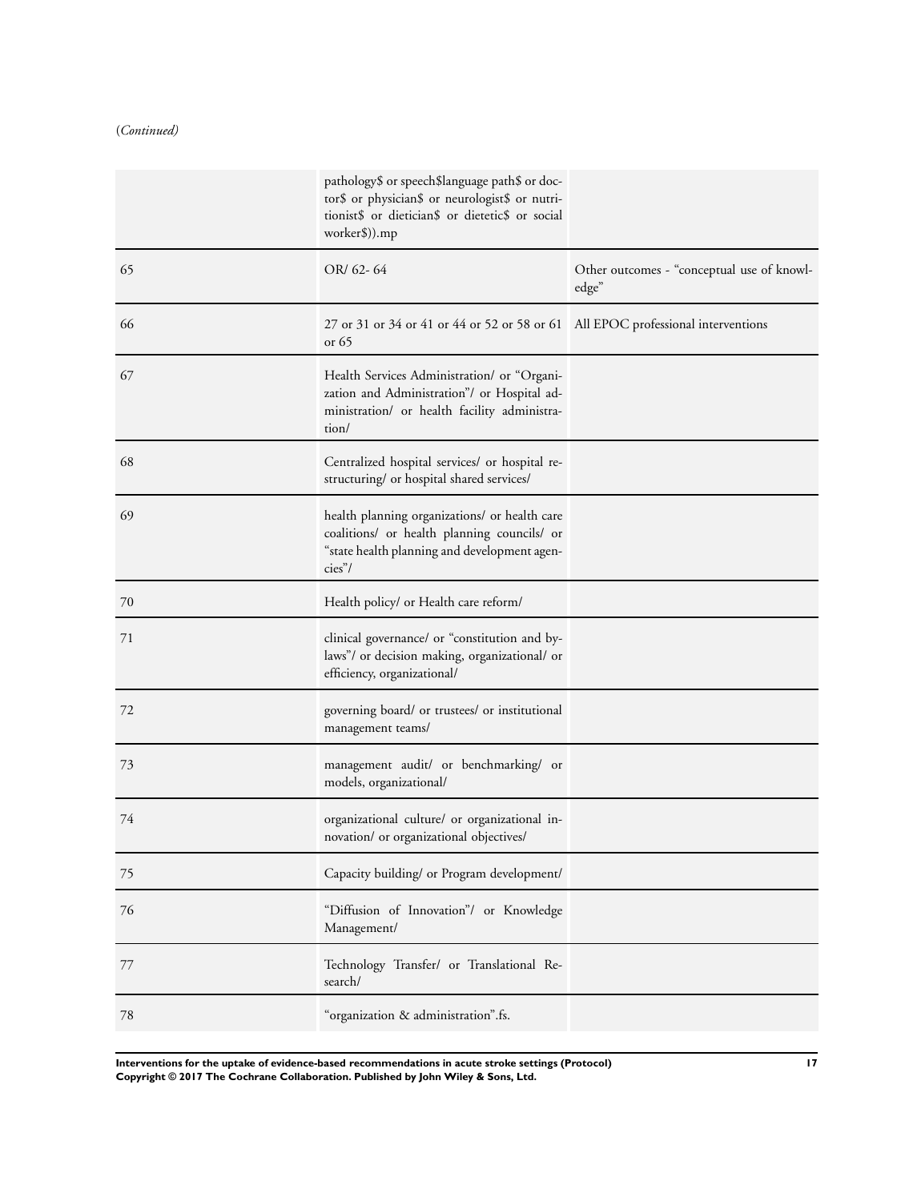(*Continued*)

| | | |
|---|---|---|
| | pathology$ or speech$language path$ or doctor$ or physician$ or neurologist$ or nutritionist$ or dietician$ or dietetic$ or social worker$)).mp | |
| 65 | OR/ 62- 64 | Other outcomes - "conceptual use of knowledge" |
| 66 | 27 or 31 or 34 or 41 or 44 or 52 or 58 or 61 or 65 | All EPOC professional interventions |
| 67 | Health Services Administration/ or "Organization and Administration"/ or Hospital administration/ or health facility administration/ | |
| 68 | Centralized hospital services/ or hospital restructuring/ or hospital shared services/ | |
| 69 | health planning organizations/ or health care coalitions/ or health planning councils/ or "state health planning and development agencies"/ | |
| 70 | Health policy/ or Health care reform/ | |
| 71 | clinical governance/ or "constitution and bylaws"/ or decision making, organizational/ or efficiency, organizational/ | |
| 72 | governing board/ or trustees/ or institutional management teams/ | |
| 73 | management audit/ or benchmarking/ or models, organizational/ | |
| 74 | organizational culture/ or organizational innovation/ or organizational objectives/ | |
| 75 | Capacity building/ or Program development/ | |
| 76 | "Diffusion of Innovation"/ or Knowledge Management/ | |
| 77 | Technology Transfer/ or Translational Research/ | |
| 78 | "organization & administration".fs. | |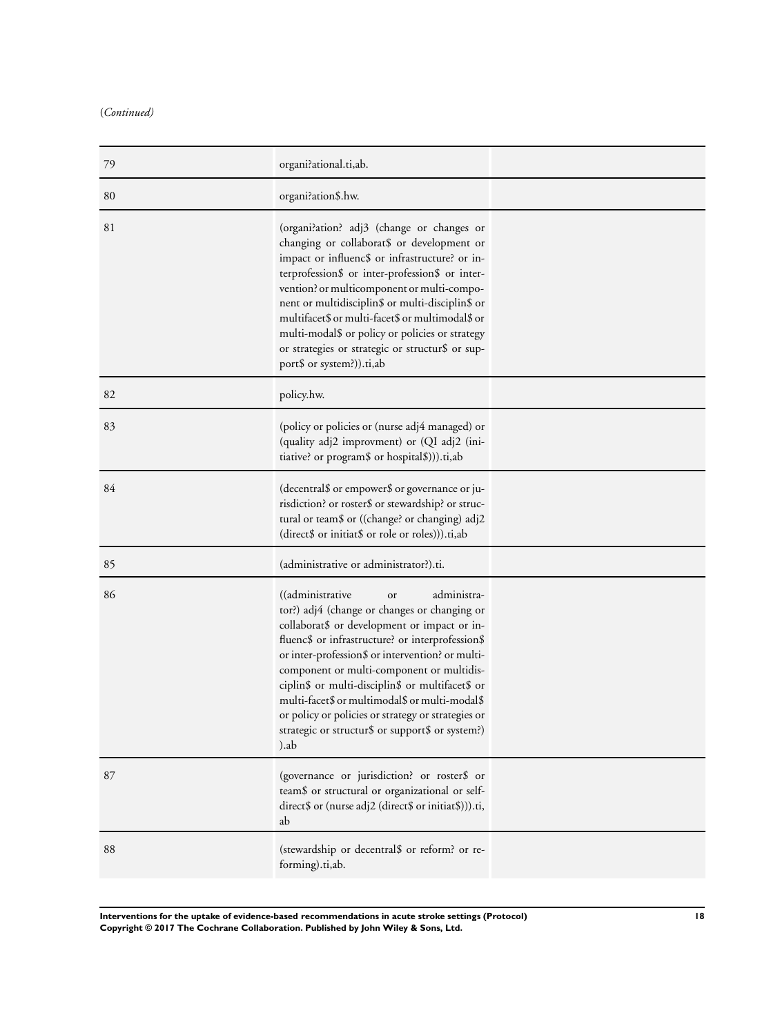(*Continued*)

| | | |
|---|---|---|
| 79 | organi?ational.ti,ab. | |
| 80 | organi?ation$.hw. | |
| 81 | (organi?ation? adj3 (change or changes or changing or collaborat$ or development or impact or influenc$ or infrastructure? or interprofession$ or inter-profession$ or intervention? or multicomponent or multi-component or multidisciplin$ or multi-disciplin$ or multifacet$ or multi-facet$ or multimodal$ or multi-modal$ or policy or policies or strategy or strategies or strategic or structur$ or support$ or system?)).ti,ab | |
| 82 | policy.hw. | |
| 83 | (policy or policies or (nurse adj4 managed) or (quality adj2 improvment) or (QI adj2 (initiative? or program$ or hospital$))).ti,ab | |
| 84 | (decentral$ or empower$ or governance or jurisdiction? or roster$ or stewardship? or structural or team$ or ((change? or changing) adj2 (direct$ or initiat$ or role or roles))).ti,ab | |
| 85 | (administrative or administrator?).ti. | |
| 86 | ((administrative or administrator?) adj4 (change or changes or changing or collaborat$ or development or impact or influenc$ or infrastructure? or interprofession$ or inter-profession$ or intervention? or multicomponent or multi-component or multidisciplin$ or multi-disciplin$ or multifacet$ or multi-facet$ or multimodal$ or multi-modal$ or policy or policies or strategy or strategies or strategic or structur$ or support$ or system?) ).ab | |
| 87 | (governance or jurisdiction? or roster$ or team$ or structural or organizational or self-direct$ or (nurse adj2 (direct$ or initiat$))).ti, ab | |
| 88 | (stewardship or decentral$ or reform? or reforming).ti,ab. | |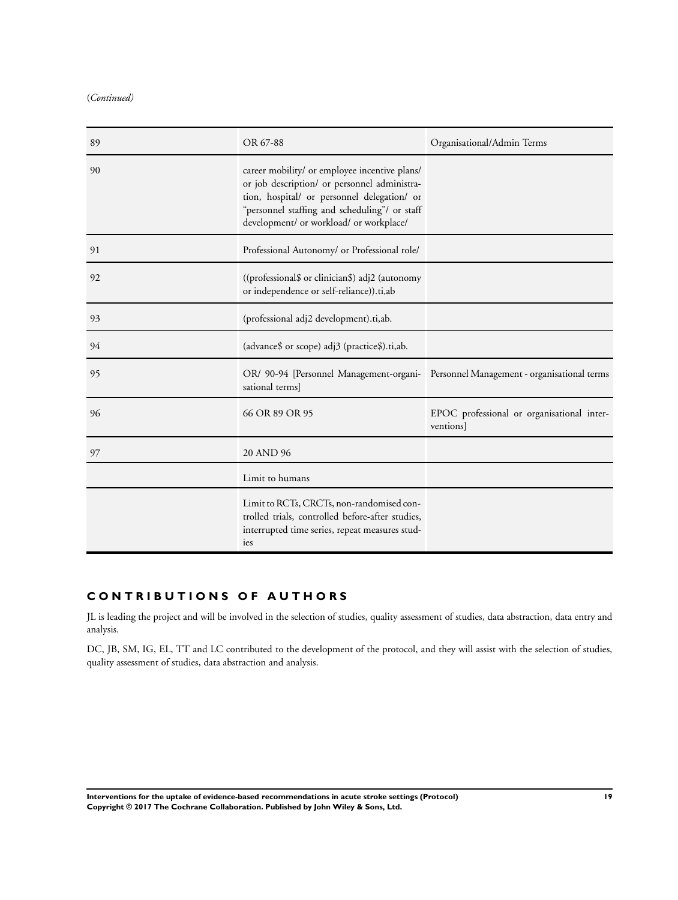(*Continued*)

| | | |
|---|---|---|
| 89 | OR 67-88 | Organisational/Admin Terms |
| 90 | career mobility/ or employee incentive plans/ or job description/ or personnel administration, hospital/ or personnel delegation/ or "personnel staffing and scheduling"/ or staff development/ or workload/ or workplace/ | |
| 91 | Professional Autonomy/ or Professional role/ | |
| 92 | ((professional$ or clinician$) adj2 (autonomy or independence or self-reliance)).ti,ab | |
| 93 | (professional adj2 development).ti,ab. | |
| 94 | (advance$ or scope) adj3 (practice$).ti,ab. | |
| 95 | OR/ 90-94 [Personnel Management-organisational terms] | Personnel Management - organisational terms |
| 96 | 66 OR 89 OR 95 | EPOC professional or organisational interventions] |
| 97 | 20 AND 96 | |
| | Limit to humans | |
| | Limit to RCTs, CRCTs, non-randomised controlled trials, controlled before-after studies, interrupted time series, repeat measures studies | |

## CONTRIBUTIONS OF AUTHORS

JL is leading the project and will be involved in the selection of studies, quality assessment of studies, data abstraction, data entry and analysis.

DC, JB, SM, IG, EL, TT and LC contributed to the development of the protocol, and they will assist with the selection of studies, quality assessment of studies, data abstraction and analysis.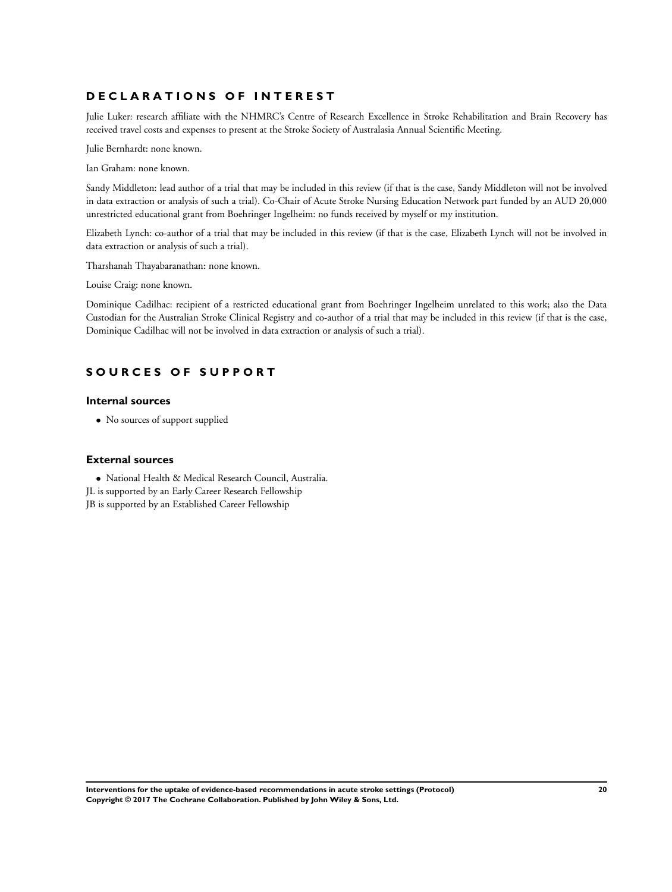# DECLARATIONS OF INTEREST

Julie Luker: research affiliate with the NHMRC's Centre of Research Excellence in Stroke Rehabilitation and Brain Recovery has received travel costs and expenses to present at the Stroke Society of Australasia Annual Scientific Meeting.

Julie Bernhardt: none known.

Ian Graham: none known.

Sandy Middleton: lead author of a trial that may be included in this review (if that is the case, Sandy Middleton will not be involved in data extraction or analysis of such a trial). Co-Chair of Acute Stroke Nursing Education Network part funded by an AUD 20,000 unrestricted educational grant from Boehringer Ingelheim: no funds received by myself or my institution.

Elizabeth Lynch: co-author of a trial that may be included in this review (if that is the case, Elizabeth Lynch will not be involved in data extraction or analysis of such a trial).

Tharshanah Thayabaranathan: none known.

Louise Craig: none known.

Dominique Cadilhac: recipient of a restricted educational grant from Boehringer Ingelheim unrelated to this work; also the Data Custodian for the Australian Stroke Clinical Registry and co-author of a trial that may be included in this review (if that is the case, Dominique Cadilhac will not be involved in data extraction or analysis of such a trial).

# SOURCES OF SUPPORT

## Internal sources

- No sources of support supplied

## External sources

- National Health & Medical Research Council, Australia.

JL is supported by an Early Career Research Fellowship
JB is supported by an Established Career Fellowship